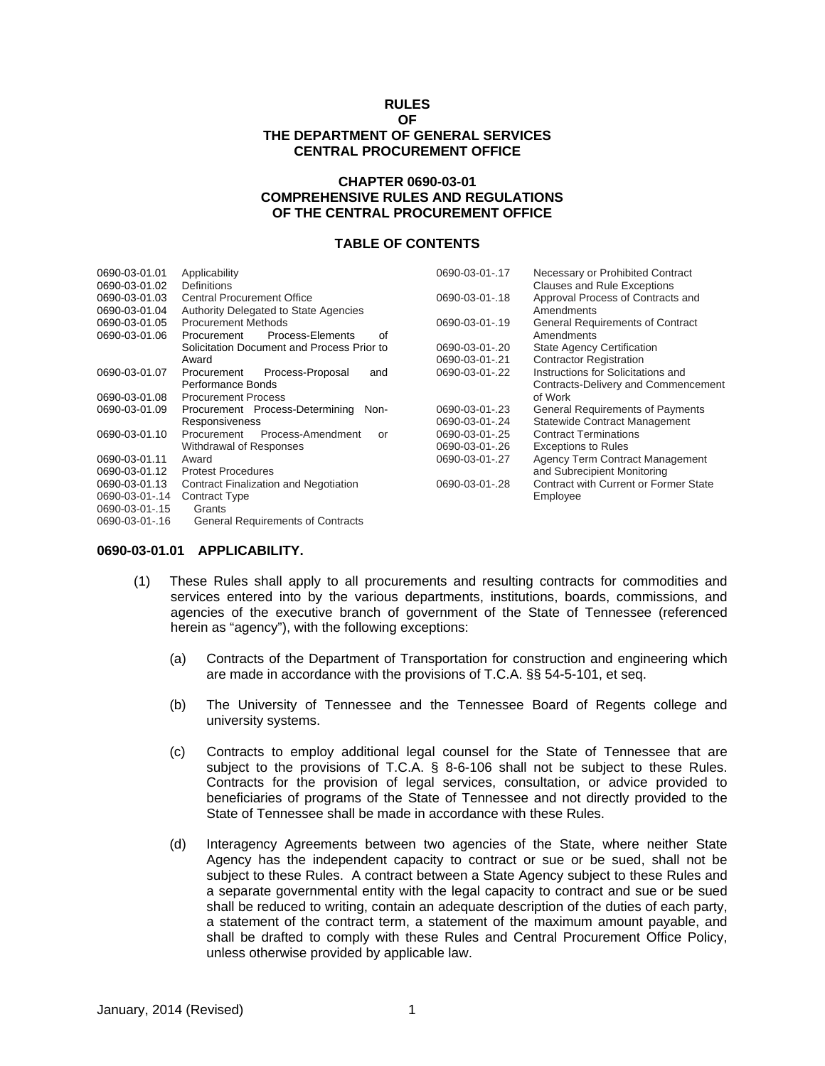# RULES
# OF
# THE DEPARTMENT OF GENERAL SERVICES
# CENTRAL PROCUREMENT OFFICE

## CHAPTER 0690-03-01
## COMPREHENSIVE RULES AND REGULATIONS OF THE CENTRAL PROCUREMENT OFFICE

### TABLE OF CONTENTS

| | | | |
|---|---|---|---|
| 0690-03-01.01 | Applicability | 0690-03-01-.17 | Necessary or Prohibited Contract Clauses and Rule Exceptions |
| 0690-03-01.02 | Definitions | 0690-03-01-.18 | Approval Process of Contracts and Amendments |
| 0690-03-01.03 | Central Procurement Office | 0690-03-01-.19 | General Requirements of Contract Amendments |
| 0690-03-01.04 | Authority Delegated to State Agencies | 0690-03-01-.20 | State Agency Certification |
| 0690-03-01.05 | Procurement Methods | 0690-03-01-.21 | Contractor Registration |
| 0690-03-01.06 | Procurement Process-Elements of Solicitation Document and Process Prior to Award | 0690-03-01-.22 | Instructions for Solicitations and Contracts-Delivery and Commencement of Work |
| 0690-03-01.07 | Procurement Process-Proposal and Performance Bonds | 0690-03-01-.23 | General Requirements of Payments |
| 0690-03-01.08 | Procurement Process | 0690-03-01-.24 | Statewide Contract Management |
| 0690-03-01.09 | Procurement Process-Determining Non-Responsiveness | 0690-03-01-.25 | Contract Terminations |
| 0690-03-01.10 | Procurement Process-Amendment or Withdrawal of Responses | 0690-03-01-.26 | Exceptions to Rules |
| 0690-03-01.11 | Award | 0690-03-01-.27 | Agency Term Contract Management and Subrecipient Monitoring |
| 0690-03-01.12 | Protest Procedures | 0690-03-01-.28 | Contract with Current or Former State Employee |
| 0690-03-01.13 | Contract Finalization and Negotiation | | |
| 0690-03-01-.14 | Contract Type | | |
| 0690-03-01-.15 | Grants | | |
| 0690-03-01-.16 | General Requirements of Contracts | | |

### 0690-03-01.01 APPLICABILITY.

(1) These Rules shall apply to all procurements and resulting contracts for commodities and services entered into by the various departments, institutions, boards, commissions, and agencies of the executive branch of government of the State of Tennessee (referenced herein as "agency"), with the following exceptions:

(a) Contracts of the Department of Transportation for construction and engineering which are made in accordance with the provisions of T.C.A. §§ 54-5-101, et seq.

(b) The University of Tennessee and the Tennessee Board of Regents college and university systems.

(c) Contracts to employ additional legal counsel for the State of Tennessee that are subject to the provisions of T.C.A. § 8-6-106 shall not be subject to these Rules. Contracts for the provision of legal services, consultation, or advice provided to beneficiaries of programs of the State of Tennessee and not directly provided to the State of Tennessee shall be made in accordance with these Rules.

(d) Interagency Agreements between two agencies of the State, where neither State Agency has the independent capacity to contract or sue or be sued, shall not be subject to these Rules. A contract between a State Agency subject to these Rules and a separate governmental entity with the legal capacity to contract and sue or be sued shall be reduced to writing, contain an adequate description of the duties of each party, a statement of the contract term, a statement of the maximum amount payable, and shall be drafted to comply with these Rules and Central Procurement Office Policy, unless otherwise provided by applicable law.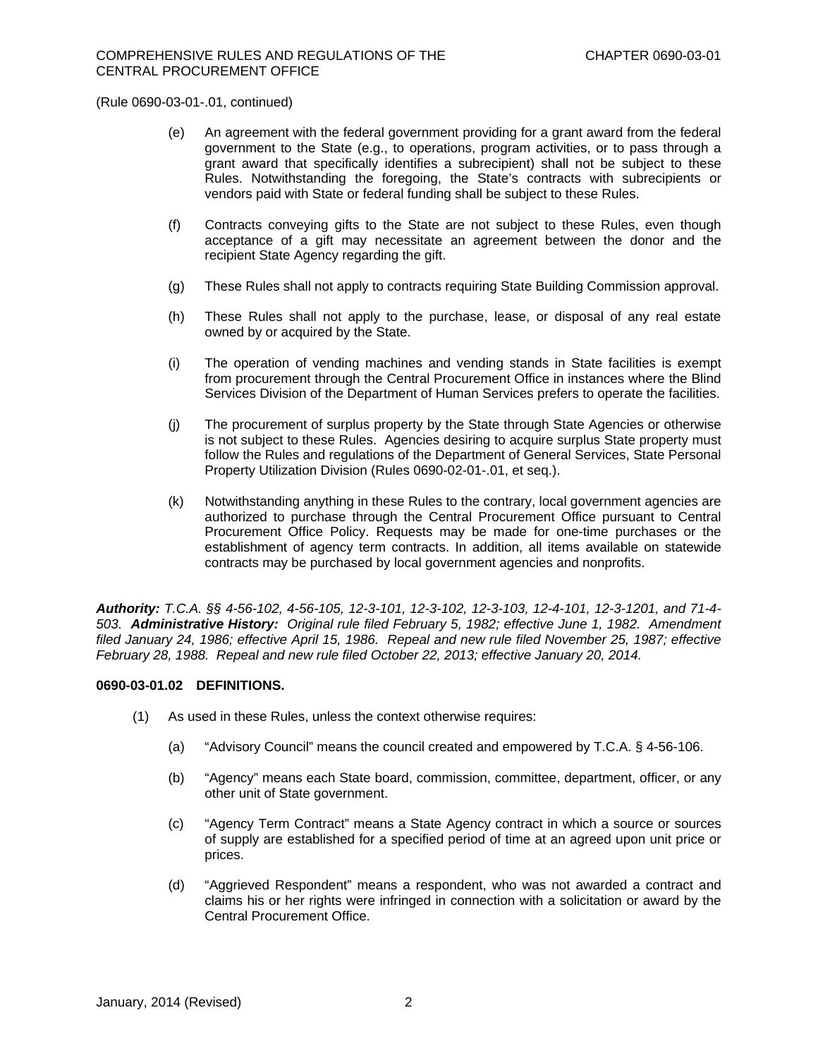(Rule 0690-03-01-.01, continued)

(e) An agreement with the federal government providing for a grant award from the federal government to the State (e.g., to operations, program activities, or to pass through a grant award that specifically identifies a subrecipient) shall not be subject to these Rules. Notwithstanding the foregoing, the State's contracts with subrecipients or vendors paid with State or federal funding shall be subject to these Rules.

(f) Contracts conveying gifts to the State are not subject to these Rules, even though acceptance of a gift may necessitate an agreement between the donor and the recipient State Agency regarding the gift.

(g) These Rules shall not apply to contracts requiring State Building Commission approval.

(h) These Rules shall not apply to the purchase, lease, or disposal of any real estate owned by or acquired by the State.

(i) The operation of vending machines and vending stands in State facilities is exempt from procurement through the Central Procurement Office in instances where the Blind Services Division of the Department of Human Services prefers to operate the facilities.

(j) The procurement of surplus property by the State through State Agencies or otherwise is not subject to these Rules. Agencies desiring to acquire surplus State property must follow the Rules and regulations of the Department of General Services, State Personal Property Utilization Division (Rules 0690-02-01-.01, et seq.).

(k) Notwithstanding anything in these Rules to the contrary, local government agencies are authorized to purchase through the Central Procurement Office pursuant to Central Procurement Office Policy. Requests may be made for one-time purchases or the establishment of agency term contracts. In addition, all items available on statewide contracts may be purchased by local government agencies and nonprofits.

***Authority:*** *T.C.A. §§ 4-56-102, 4-56-105, 12-3-101, 12-3-102, 12-3-103, 12-4-101, 12-3-1201, and 71-4-503.* ***Administrative History:*** *Original rule filed February 5, 1982; effective June 1, 1982. Amendment filed January 24, 1986; effective April 15, 1986. Repeal and new rule filed November 25, 1987; effective February 28, 1988. Repeal and new rule filed October 22, 2013; effective January 20, 2014.*

**0690-03-01.02 DEFINITIONS.**

(1) As used in these Rules, unless the context otherwise requires:

(a) "Advisory Council" means the council created and empowered by T.C.A. § 4-56-106.

(b) "Agency" means each State board, commission, committee, department, officer, or any other unit of State government.

(c) "Agency Term Contract" means a State Agency contract in which a source or sources of supply are established for a specified period of time at an agreed upon unit price or prices.

(d) "Aggrieved Respondent" means a respondent, who was not awarded a contract and claims his or her rights were infringed in connection with a solicitation or award by the Central Procurement Office.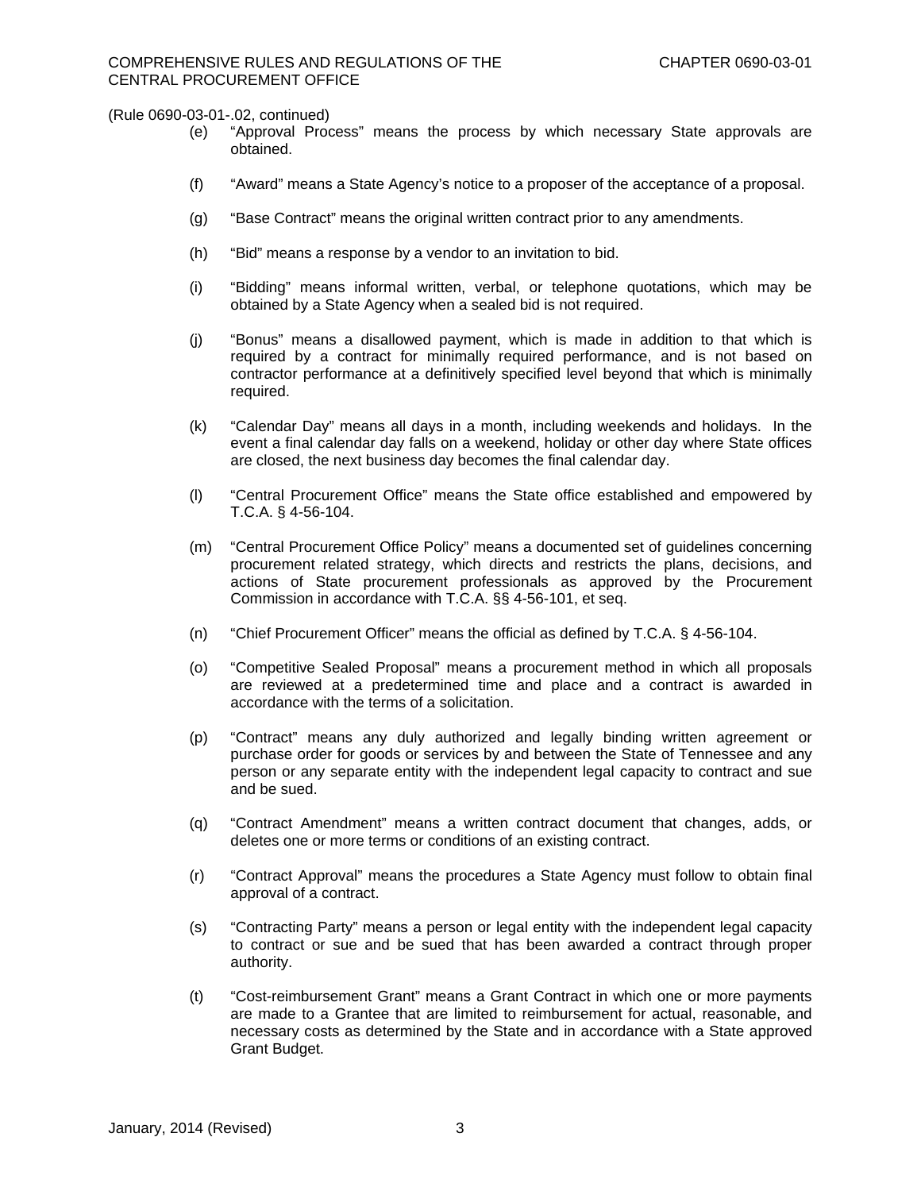(Rule 0690-03-01-.02, continued)

(e) "Approval Process" means the process by which necessary State approvals are obtained.

(f) "Award" means a State Agency's notice to a proposer of the acceptance of a proposal.

(g) "Base Contract" means the original written contract prior to any amendments.

(h) "Bid" means a response by a vendor to an invitation to bid.

(i) "Bidding" means informal written, verbal, or telephone quotations, which may be obtained by a State Agency when a sealed bid is not required.

(j) "Bonus" means a disallowed payment, which is made in addition to that which is required by a contract for minimally required performance, and is not based on contractor performance at a definitively specified level beyond that which is minimally required.

(k) "Calendar Day" means all days in a month, including weekends and holidays. In the event a final calendar day falls on a weekend, holiday or other day where State offices are closed, the next business day becomes the final calendar day.

(l) "Central Procurement Office" means the State office established and empowered by T.C.A. § 4-56-104.

(m) "Central Procurement Office Policy" means a documented set of guidelines concerning procurement related strategy, which directs and restricts the plans, decisions, and actions of State procurement professionals as approved by the Procurement Commission in accordance with T.C.A. §§ 4-56-101, et seq.

(n) "Chief Procurement Officer" means the official as defined by T.C.A. § 4-56-104.

(o) "Competitive Sealed Proposal" means a procurement method in which all proposals are reviewed at a predetermined time and place and a contract is awarded in accordance with the terms of a solicitation.

(p) "Contract" means any duly authorized and legally binding written agreement or purchase order for goods or services by and between the State of Tennessee and any person or any separate entity with the independent legal capacity to contract and sue and be sued.

(q) "Contract Amendment" means a written contract document that changes, adds, or deletes one or more terms or conditions of an existing contract.

(r) "Contract Approval" means the procedures a State Agency must follow to obtain final approval of a contract.

(s) "Contracting Party" means a person or legal entity with the independent legal capacity to contract or sue and be sued that has been awarded a contract through proper authority.

(t) "Cost-reimbursement Grant" means a Grant Contract in which one or more payments are made to a Grantee that are limited to reimbursement for actual, reasonable, and necessary costs as determined by the State and in accordance with a State approved Grant Budget.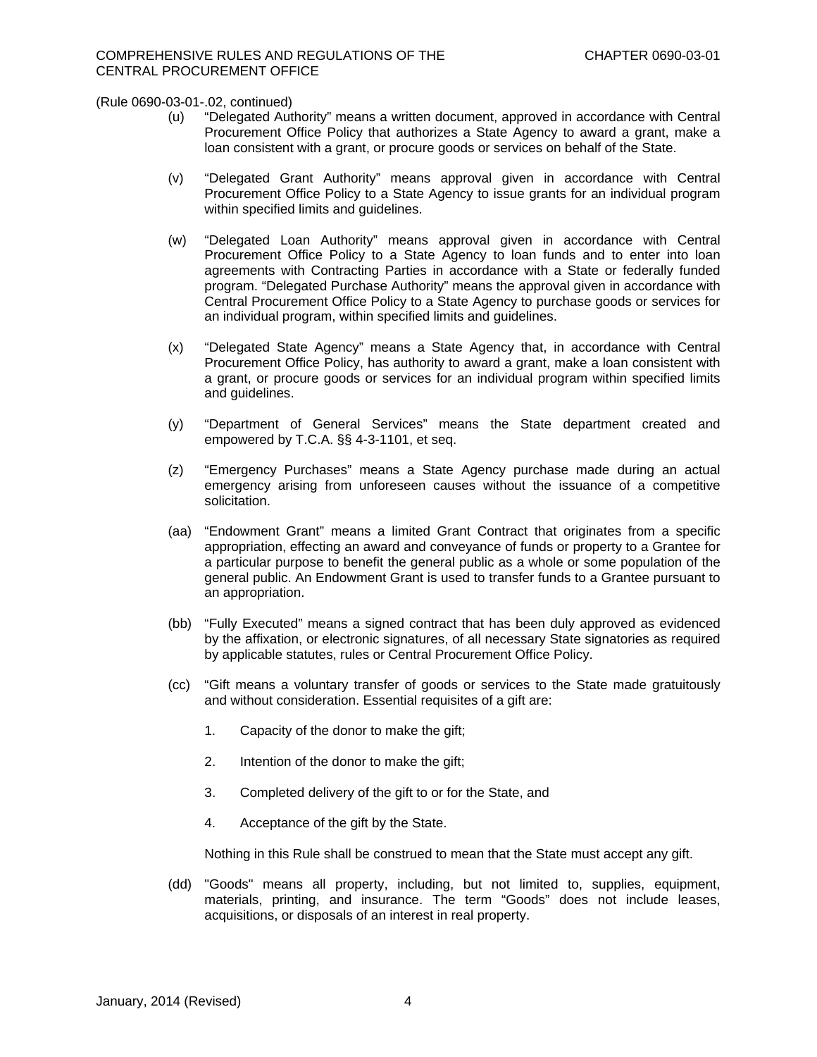(Rule 0690-03-01-.02, continued)

(u) "Delegated Authority" means a written document, approved in accordance with Central Procurement Office Policy that authorizes a State Agency to award a grant, make a loan consistent with a grant, or procure goods or services on behalf of the State.

(v) "Delegated Grant Authority" means approval given in accordance with Central Procurement Office Policy to a State Agency to issue grants for an individual program within specified limits and guidelines.

(w) "Delegated Loan Authority" means approval given in accordance with Central Procurement Office Policy to a State Agency to loan funds and to enter into loan agreements with Contracting Parties in accordance with a State or federally funded program. "Delegated Purchase Authority" means the approval given in accordance with Central Procurement Office Policy to a State Agency to purchase goods or services for an individual program, within specified limits and guidelines.

(x) "Delegated State Agency" means a State Agency that, in accordance with Central Procurement Office Policy, has authority to award a grant, make a loan consistent with a grant, or procure goods or services for an individual program within specified limits and guidelines.

(y) "Department of General Services" means the State department created and empowered by T.C.A. §§ 4-3-1101, et seq.

(z) "Emergency Purchases" means a State Agency purchase made during an actual emergency arising from unforeseen causes without the issuance of a competitive solicitation.

(aa) "Endowment Grant" means a limited Grant Contract that originates from a specific appropriation, effecting an award and conveyance of funds or property to a Grantee for a particular purpose to benefit the general public as a whole or some population of the general public. An Endowment Grant is used to transfer funds to a Grantee pursuant to an appropriation.

(bb) "Fully Executed" means a signed contract that has been duly approved as evidenced by the affixation, or electronic signatures, of all necessary State signatories as required by applicable statutes, rules or Central Procurement Office Policy.

(cc) "Gift means a voluntary transfer of goods or services to the State made gratuitously and without consideration. Essential requisites of a gift are:

1. Capacity of the donor to make the gift;

2. Intention of the donor to make the gift;

3. Completed delivery of the gift to or for the State, and

4. Acceptance of the gift by the State.

Nothing in this Rule shall be construed to mean that the State must accept any gift.

(dd) "Goods" means all property, including, but not limited to, supplies, equipment, materials, printing, and insurance. The term "Goods" does not include leases, acquisitions, or disposals of an interest in real property.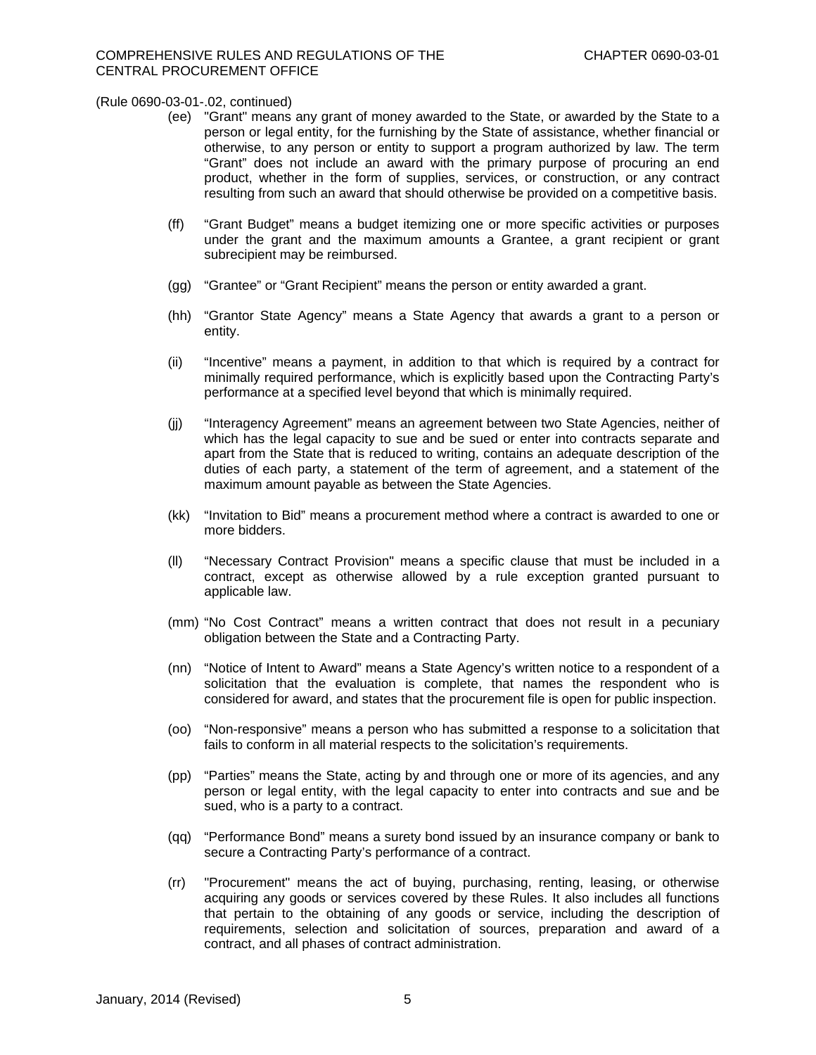(Rule 0690-03-01-.02, continued)

(ee) "Grant" means any grant of money awarded to the State, or awarded by the State to a person or legal entity, for the furnishing by the State of assistance, whether financial or otherwise, to any person or entity to support a program authorized by law. The term "Grant" does not include an award with the primary purpose of procuring an end product, whether in the form of supplies, services, or construction, or any contract resulting from such an award that should otherwise be provided on a competitive basis.

(ff) "Grant Budget" means a budget itemizing one or more specific activities or purposes under the grant and the maximum amounts a Grantee, a grant recipient or grant subrecipient may be reimbursed.

(gg) "Grantee" or "Grant Recipient" means the person or entity awarded a grant.

(hh) "Grantor State Agency" means a State Agency that awards a grant to a person or entity.

(ii) "Incentive" means a payment, in addition to that which is required by a contract for minimally required performance, which is explicitly based upon the Contracting Party's performance at a specified level beyond that which is minimally required.

(jj) "Interagency Agreement" means an agreement between two State Agencies, neither of which has the legal capacity to sue and be sued or enter into contracts separate and apart from the State that is reduced to writing, contains an adequate description of the duties of each party, a statement of the term of agreement, and a statement of the maximum amount payable as between the State Agencies.

(kk) "Invitation to Bid" means a procurement method where a contract is awarded to one or more bidders.

(ll) "Necessary Contract Provision" means a specific clause that must be included in a contract, except as otherwise allowed by a rule exception granted pursuant to applicable law.

(mm) "No Cost Contract" means a written contract that does not result in a pecuniary obligation between the State and a Contracting Party.

(nn) "Notice of Intent to Award" means a State Agency's written notice to a respondent of a solicitation that the evaluation is complete, that names the respondent who is considered for award, and states that the procurement file is open for public inspection.

(oo) "Non-responsive" means a person who has submitted a response to a solicitation that fails to conform in all material respects to the solicitation's requirements.

(pp) "Parties" means the State, acting by and through one or more of its agencies, and any person or legal entity, with the legal capacity to enter into contracts and sue and be sued, who is a party to a contract.

(qq) "Performance Bond" means a surety bond issued by an insurance company or bank to secure a Contracting Party's performance of a contract.

(rr) "Procurement" means the act of buying, purchasing, renting, leasing, or otherwise acquiring any goods or services covered by these Rules. It also includes all functions that pertain to the obtaining of any goods or service, including the description of requirements, selection and solicitation of sources, preparation and award of a contract, and all phases of contract administration.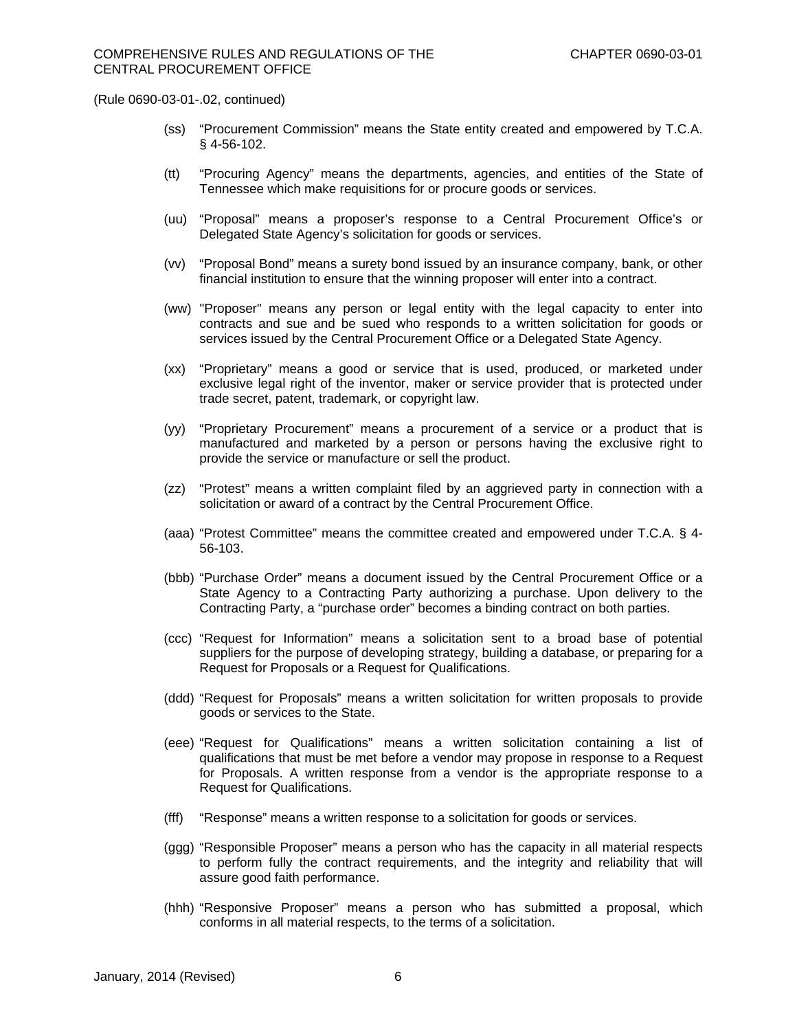(Rule 0690-03-01-.02, continued)

(ss) "Procurement Commission" means the State entity created and empowered by T.C.A. § 4-56-102.

(tt) "Procuring Agency" means the departments, agencies, and entities of the State of Tennessee which make requisitions for or procure goods or services.

(uu) "Proposal" means a proposer's response to a Central Procurement Office's or Delegated State Agency's solicitation for goods or services.

(vv) "Proposal Bond" means a surety bond issued by an insurance company, bank, or other financial institution to ensure that the winning proposer will enter into a contract.

(ww) "Proposer" means any person or legal entity with the legal capacity to enter into contracts and sue and be sued who responds to a written solicitation for goods or services issued by the Central Procurement Office or a Delegated State Agency.

(xx) "Proprietary" means a good or service that is used, produced, or marketed under exclusive legal right of the inventor, maker or service provider that is protected under trade secret, patent, trademark, or copyright law.

(yy) "Proprietary Procurement" means a procurement of a service or a product that is manufactured and marketed by a person or persons having the exclusive right to provide the service or manufacture or sell the product.

(zz) "Protest" means a written complaint filed by an aggrieved party in connection with a solicitation or award of a contract by the Central Procurement Office.

(aaa) "Protest Committee" means the committee created and empowered under T.C.A. § 4-56-103.

(bbb) "Purchase Order" means a document issued by the Central Procurement Office or a State Agency to a Contracting Party authorizing a purchase. Upon delivery to the Contracting Party, a "purchase order" becomes a binding contract on both parties.

(ccc) "Request for Information" means a solicitation sent to a broad base of potential suppliers for the purpose of developing strategy, building a database, or preparing for a Request for Proposals or a Request for Qualifications.

(ddd) "Request for Proposals" means a written solicitation for written proposals to provide goods or services to the State.

(eee) "Request for Qualifications" means a written solicitation containing a list of qualifications that must be met before a vendor may propose in response to a Request for Proposals. A written response from a vendor is the appropriate response to a Request for Qualifications.

(fff) "Response" means a written response to a solicitation for goods or services.

(ggg) "Responsible Proposer" means a person who has the capacity in all material respects to perform fully the contract requirements, and the integrity and reliability that will assure good faith performance.

(hhh) "Responsive Proposer" means a person who has submitted a proposal, which conforms in all material respects, to the terms of a solicitation.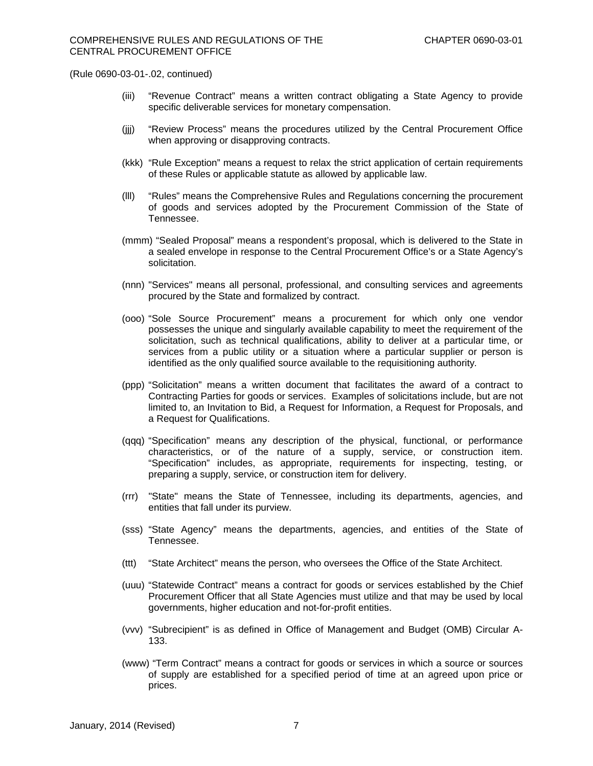(Rule 0690-03-01-.02, continued)

(iii) "Revenue Contract" means a written contract obligating a State Agency to provide specific deliverable services for monetary compensation.

(jjj) "Review Process" means the procedures utilized by the Central Procurement Office when approving or disapproving contracts.

(kkk) "Rule Exception" means a request to relax the strict application of certain requirements of these Rules or applicable statute as allowed by applicable law.

(lll) "Rules" means the Comprehensive Rules and Regulations concerning the procurement of goods and services adopted by the Procurement Commission of the State of Tennessee.

(mmm) "Sealed Proposal" means a respondent's proposal, which is delivered to the State in a sealed envelope in response to the Central Procurement Office's or a State Agency's solicitation.

(nnn) "Services" means all personal, professional, and consulting services and agreements procured by the State and formalized by contract.

(ooo) "Sole Source Procurement" means a procurement for which only one vendor possesses the unique and singularly available capability to meet the requirement of the solicitation, such as technical qualifications, ability to deliver at a particular time, or services from a public utility or a situation where a particular supplier or person is identified as the only qualified source available to the requisitioning authority.

(ppp) "Solicitation" means a written document that facilitates the award of a contract to Contracting Parties for goods or services. Examples of solicitations include, but are not limited to, an Invitation to Bid, a Request for Information, a Request for Proposals, and a Request for Qualifications.

(qqq) "Specification" means any description of the physical, functional, or performance characteristics, or of the nature of a supply, service, or construction item. "Specification" includes, as appropriate, requirements for inspecting, testing, or preparing a supply, service, or construction item for delivery.

(rrr) "State" means the State of Tennessee, including its departments, agencies, and entities that fall under its purview.

(sss) "State Agency" means the departments, agencies, and entities of the State of Tennessee.

(ttt) "State Architect" means the person, who oversees the Office of the State Architect.

(uuu) "Statewide Contract" means a contract for goods or services established by the Chief Procurement Officer that all State Agencies must utilize and that may be used by local governments, higher education and not-for-profit entities.

(vvv) "Subrecipient" is as defined in Office of Management and Budget (OMB) Circular A-133.

(www) "Term Contract" means a contract for goods or services in which a source or sources of supply are established for a specified period of time at an agreed upon price or prices.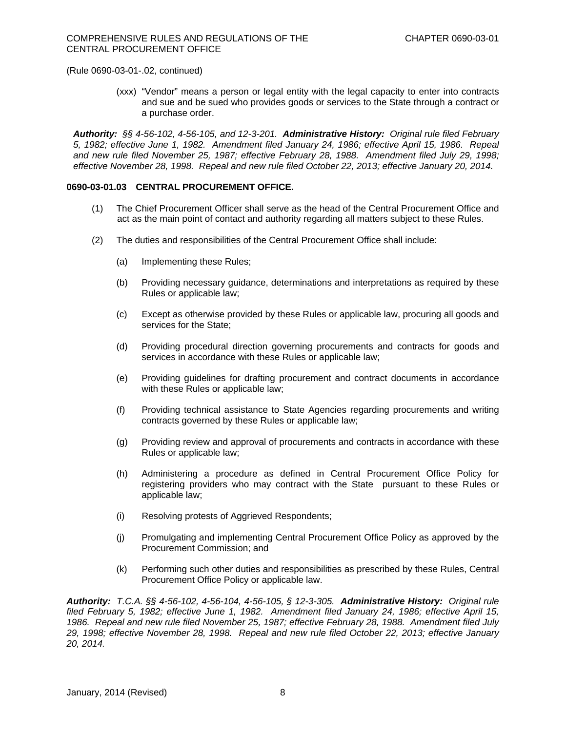(Rule 0690-03-01-.02, continued)

(xxx) "Vendor" means a person or legal entity with the legal capacity to enter into contracts and sue and be sued who provides goods or services to the State through a contract or a purchase order.

***Authority:*** *§§ 4-56-102, 4-56-105, and 12-3-201.* ***Administrative History:*** *Original rule filed February 5, 1982; effective June 1, 1982. Amendment filed January 24, 1986; effective April 15, 1986. Repeal and new rule filed November 25, 1987; effective February 28, 1988. Amendment filed July 29, 1998; effective November 28, 1998. Repeal and new rule filed October 22, 2013; effective January 20, 2014.*

**0690-03-01.03 CENTRAL PROCUREMENT OFFICE.**

(1) The Chief Procurement Officer shall serve as the head of the Central Procurement Office and act as the main point of contact and authority regarding all matters subject to these Rules.

(2) The duties and responsibilities of the Central Procurement Office shall include:

(a) Implementing these Rules;

(b) Providing necessary guidance, determinations and interpretations as required by these Rules or applicable law;

(c) Except as otherwise provided by these Rules or applicable law, procuring all goods and services for the State;

(d) Providing procedural direction governing procurements and contracts for goods and services in accordance with these Rules or applicable law;

(e) Providing guidelines for drafting procurement and contract documents in accordance with these Rules or applicable law;

(f) Providing technical assistance to State Agencies regarding procurements and writing contracts governed by these Rules or applicable law;

(g) Providing review and approval of procurements and contracts in accordance with these Rules or applicable law;

(h) Administering a procedure as defined in Central Procurement Office Policy for registering providers who may contract with the State pursuant to these Rules or applicable law;

(i) Resolving protests of Aggrieved Respondents;

(j) Promulgating and implementing Central Procurement Office Policy as approved by the Procurement Commission; and

(k) Performing such other duties and responsibilities as prescribed by these Rules, Central Procurement Office Policy or applicable law.

***Authority:*** *T.C.A. §§ 4-56-102, 4-56-104, 4-56-105, § 12-3-305.* ***Administrative History:*** *Original rule filed February 5, 1982; effective June 1, 1982. Amendment filed January 24, 1986; effective April 15, 1986. Repeal and new rule filed November 25, 1987; effective February 28, 1988. Amendment filed July 29, 1998; effective November 28, 1998. Repeal and new rule filed October 22, 2013; effective January 20, 2014.*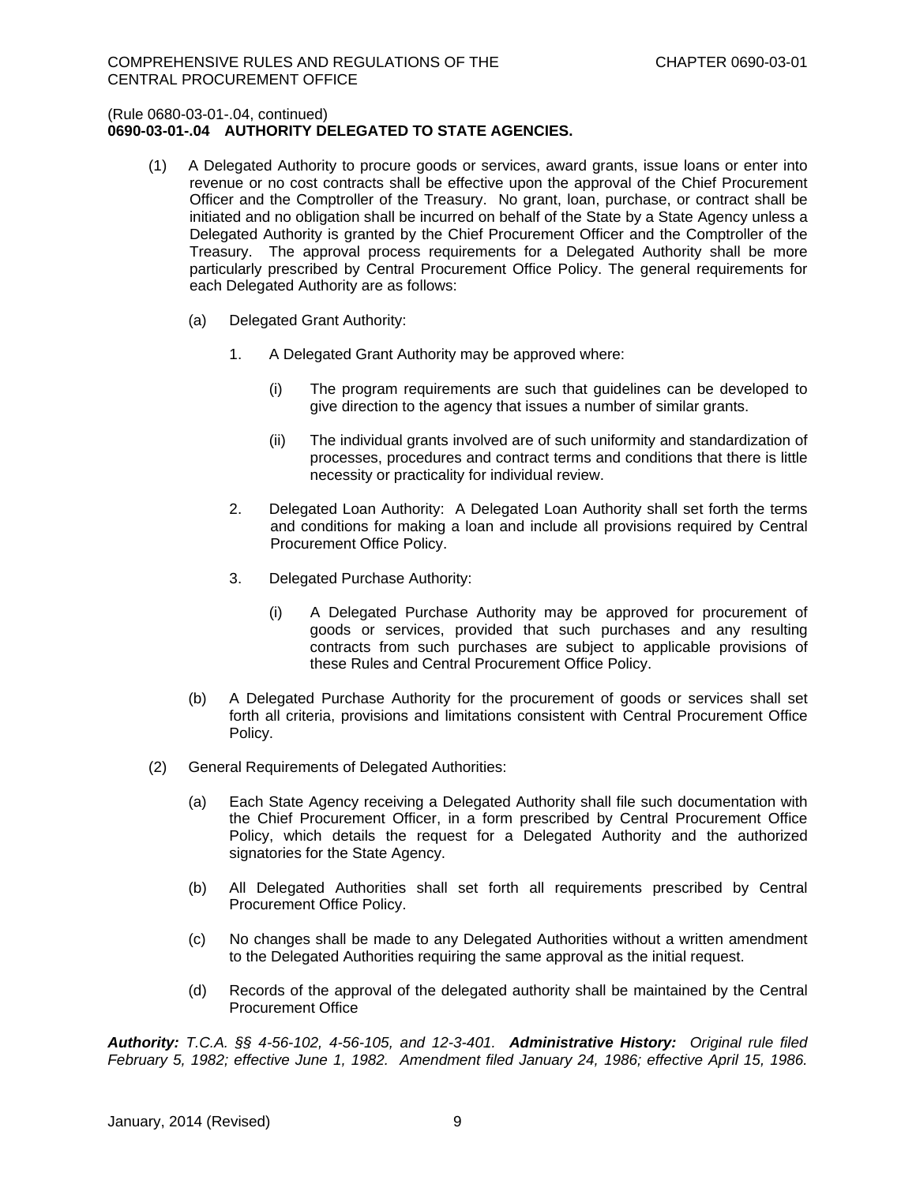(Rule 0680-03-01-.04, continued)

**0690-03-01-.04 AUTHORITY DELEGATED TO STATE AGENCIES.**

(1) A Delegated Authority to procure goods or services, award grants, issue loans or enter into revenue or no cost contracts shall be effective upon the approval of the Chief Procurement Officer and the Comptroller of the Treasury. No grant, loan, purchase, or contract shall be initiated and no obligation shall be incurred on behalf of the State by a State Agency unless a Delegated Authority is granted by the Chief Procurement Officer and the Comptroller of the Treasury. The approval process requirements for a Delegated Authority shall be more particularly prescribed by Central Procurement Office Policy. The general requirements for each Delegated Authority are as follows:

(a) Delegated Grant Authority:

1. A Delegated Grant Authority may be approved where:

(i) The program requirements are such that guidelines can be developed to give direction to the agency that issues a number of similar grants.

(ii) The individual grants involved are of such uniformity and standardization of processes, procedures and contract terms and conditions that there is little necessity or practicality for individual review.

2. Delegated Loan Authority: A Delegated Loan Authority shall set forth the terms and conditions for making a loan and include all provisions required by Central Procurement Office Policy.

3. Delegated Purchase Authority:

(i) A Delegated Purchase Authority may be approved for procurement of goods or services, provided that such purchases and any resulting contracts from such purchases are subject to applicable provisions of these Rules and Central Procurement Office Policy.

(b) A Delegated Purchase Authority for the procurement of goods or services shall set forth all criteria, provisions and limitations consistent with Central Procurement Office Policy.

(2) General Requirements of Delegated Authorities:

(a) Each State Agency receiving a Delegated Authority shall file such documentation with the Chief Procurement Officer, in a form prescribed by Central Procurement Office Policy, which details the request for a Delegated Authority and the authorized signatories for the State Agency.

(b) All Delegated Authorities shall set forth all requirements prescribed by Central Procurement Office Policy.

(c) No changes shall be made to any Delegated Authorities without a written amendment to the Delegated Authorities requiring the same approval as the initial request.

(d) Records of the approval of the delegated authority shall be maintained by the Central Procurement Office

***Authority:*** *T.C.A. §§ 4-56-102, 4-56-105, and 12-3-401.* ***Administrative History:*** *Original rule filed February 5, 1982; effective June 1, 1982. Amendment filed January 24, 1986; effective April 15, 1986.*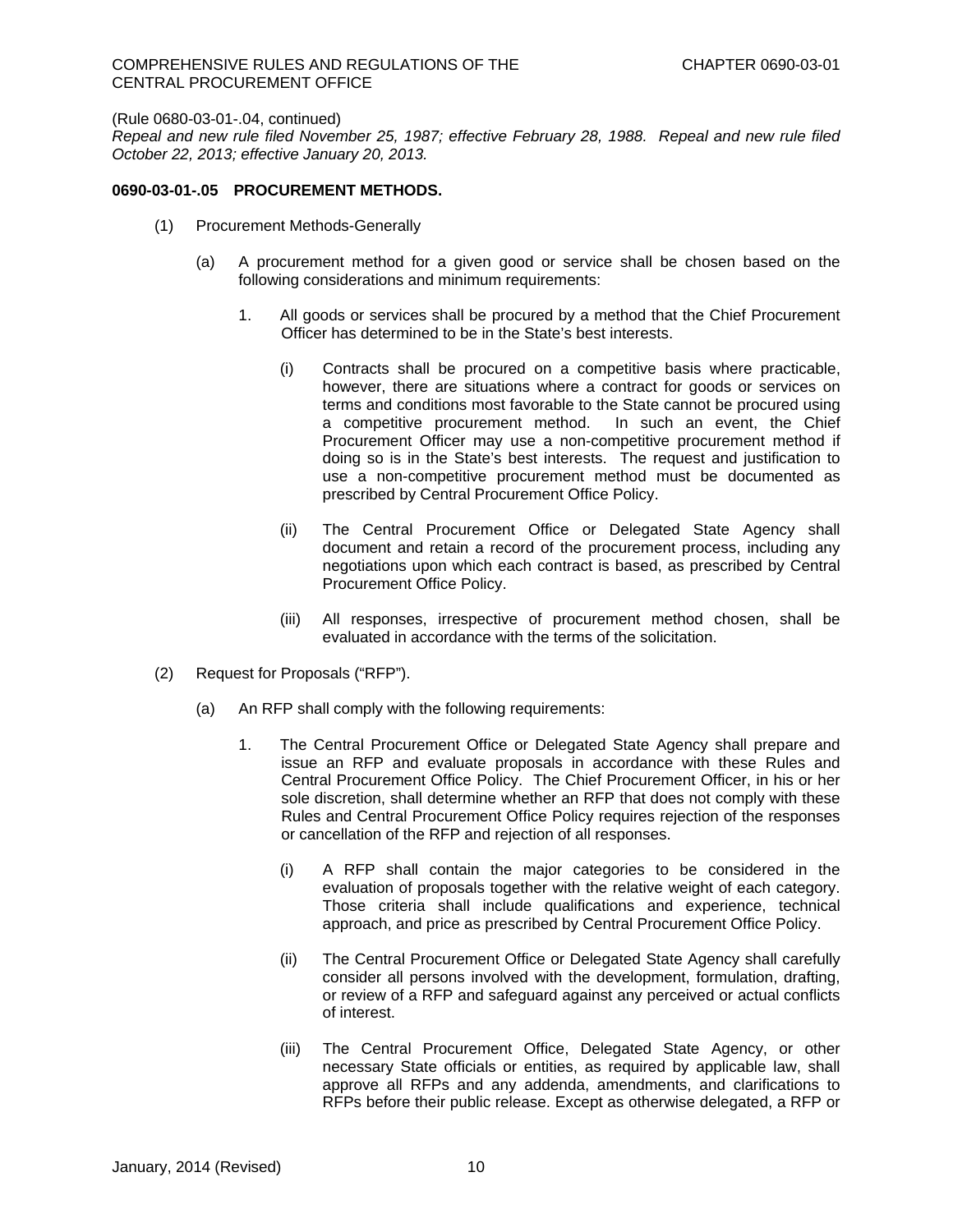(Rule 0680-03-01-.04, continued)

*Repeal and new rule filed November 25, 1987; effective February 28, 1988. Repeal and new rule filed October 22, 2013; effective January 20, 2013.*

**0690-03-01-.05 PROCUREMENT METHODS.**

(1) Procurement Methods-Generally

(a) A procurement method for a given good or service shall be chosen based on the following considerations and minimum requirements:

1. All goods or services shall be procured by a method that the Chief Procurement Officer has determined to be in the State's best interests.

(i) Contracts shall be procured on a competitive basis where practicable, however, there are situations where a contract for goods or services on terms and conditions most favorable to the State cannot be procured using a competitive procurement method. In such an event, the Chief Procurement Officer may use a non-competitive procurement method if doing so is in the State's best interests. The request and justification to use a non-competitive procurement method must be documented as prescribed by Central Procurement Office Policy.

(ii) The Central Procurement Office or Delegated State Agency shall document and retain a record of the procurement process, including any negotiations upon which each contract is based, as prescribed by Central Procurement Office Policy.

(iii) All responses, irrespective of procurement method chosen, shall be evaluated in accordance with the terms of the solicitation.

(2) Request for Proposals ("RFP").

(a) An RFP shall comply with the following requirements:

1. The Central Procurement Office or Delegated State Agency shall prepare and issue an RFP and evaluate proposals in accordance with these Rules and Central Procurement Office Policy. The Chief Procurement Officer, in his or her sole discretion, shall determine whether an RFP that does not comply with these Rules and Central Procurement Office Policy requires rejection of the responses or cancellation of the RFP and rejection of all responses.

(i) A RFP shall contain the major categories to be considered in the evaluation of proposals together with the relative weight of each category. Those criteria shall include qualifications and experience, technical approach, and price as prescribed by Central Procurement Office Policy.

(ii) The Central Procurement Office or Delegated State Agency shall carefully consider all persons involved with the development, formulation, drafting, or review of a RFP and safeguard against any perceived or actual conflicts of interest.

(iii) The Central Procurement Office, Delegated State Agency, or other necessary State officials or entities, as required by applicable law, shall approve all RFPs and any addenda, amendments, and clarifications to RFPs before their public release. Except as otherwise delegated, a RFP or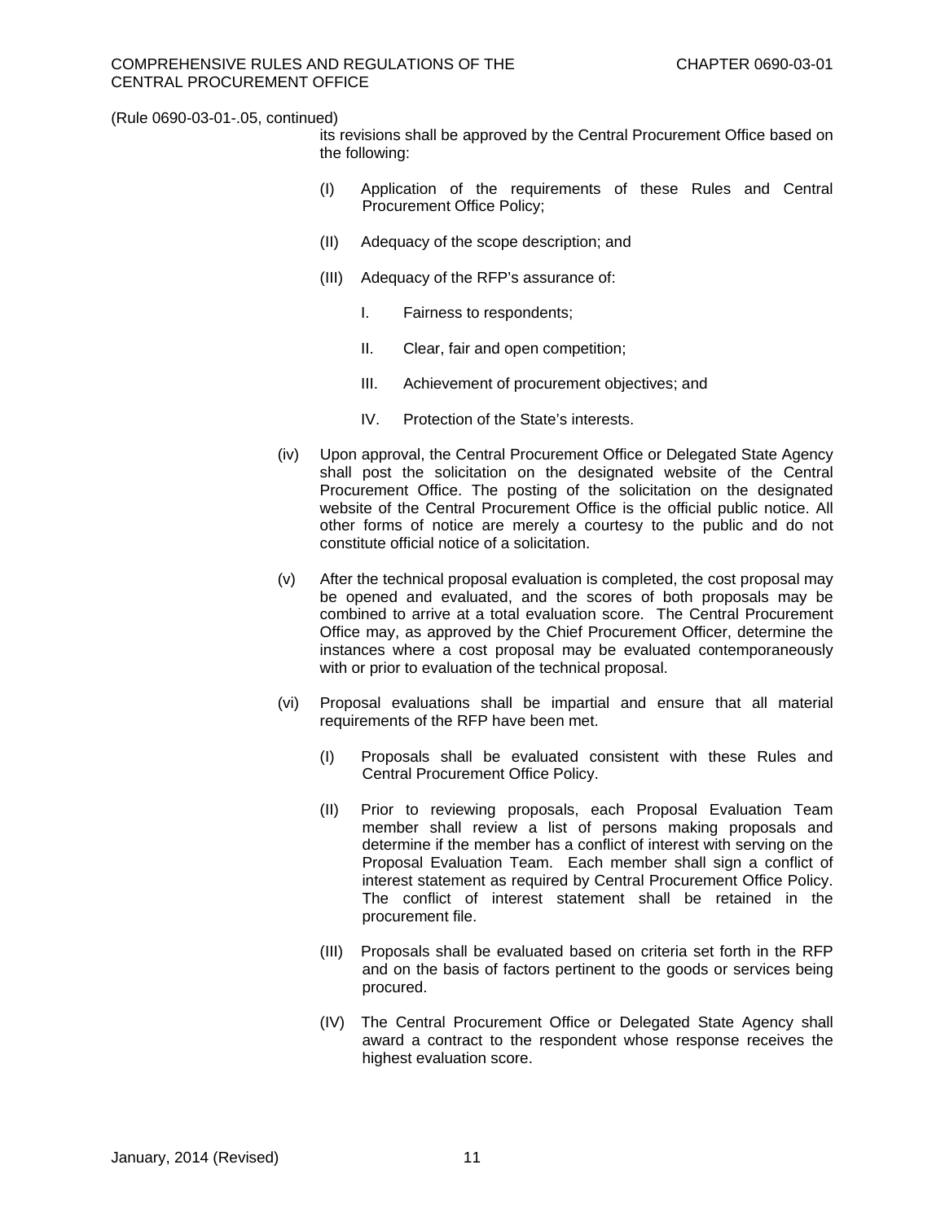(Rule 0690-03-01-.05, continued)

its revisions shall be approved by the Central Procurement Office based on the following:

(I) Application of the requirements of these Rules and Central Procurement Office Policy;

(II) Adequacy of the scope description; and

(III) Adequacy of the RFP's assurance of:

I. Fairness to respondents;

II. Clear, fair and open competition;

III. Achievement of procurement objectives; and

IV. Protection of the State's interests.

(iv) Upon approval, the Central Procurement Office or Delegated State Agency shall post the solicitation on the designated website of the Central Procurement Office. The posting of the solicitation on the designated website of the Central Procurement Office is the official public notice. All other forms of notice are merely a courtesy to the public and do not constitute official notice of a solicitation.

(v) After the technical proposal evaluation is completed, the cost proposal may be opened and evaluated, and the scores of both proposals may be combined to arrive at a total evaluation score. The Central Procurement Office may, as approved by the Chief Procurement Officer, determine the instances where a cost proposal may be evaluated contemporaneously with or prior to evaluation of the technical proposal.

(vi) Proposal evaluations shall be impartial and ensure that all material requirements of the RFP have been met.

(I) Proposals shall be evaluated consistent with these Rules and Central Procurement Office Policy.

(II) Prior to reviewing proposals, each Proposal Evaluation Team member shall review a list of persons making proposals and determine if the member has a conflict of interest with serving on the Proposal Evaluation Team. Each member shall sign a conflict of interest statement as required by Central Procurement Office Policy. The conflict of interest statement shall be retained in the procurement file.

(III) Proposals shall be evaluated based on criteria set forth in the RFP and on the basis of factors pertinent to the goods or services being procured.

(IV) The Central Procurement Office or Delegated State Agency shall award a contract to the respondent whose response receives the highest evaluation score.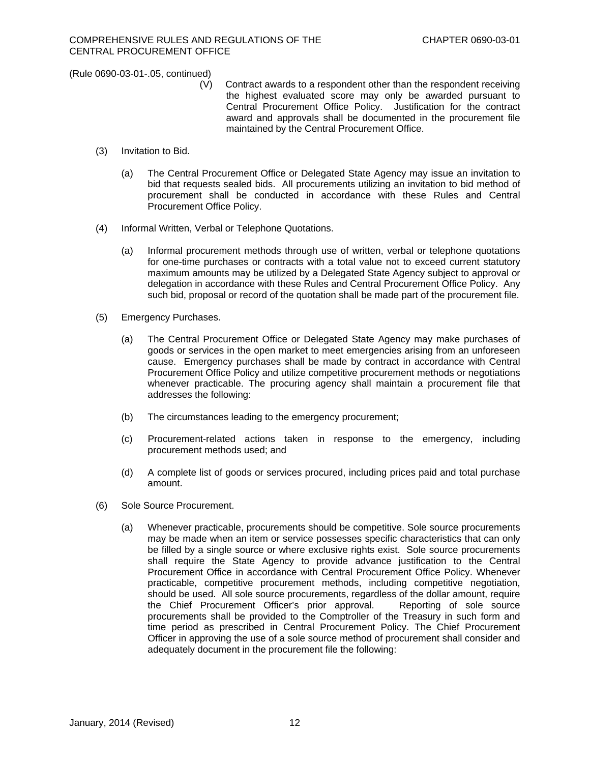(Rule 0690-03-01-.05, continued)

(V) Contract awards to a respondent other than the respondent receiving the highest evaluated score may only be awarded pursuant to Central Procurement Office Policy. Justification for the contract award and approvals shall be documented in the procurement file maintained by the Central Procurement Office.

(3) Invitation to Bid.

(a) The Central Procurement Office or Delegated State Agency may issue an invitation to bid that requests sealed bids. All procurements utilizing an invitation to bid method of procurement shall be conducted in accordance with these Rules and Central Procurement Office Policy.

(4) Informal Written, Verbal or Telephone Quotations.

(a) Informal procurement methods through use of written, verbal or telephone quotations for one-time purchases or contracts with a total value not to exceed current statutory maximum amounts may be utilized by a Delegated State Agency subject to approval or delegation in accordance with these Rules and Central Procurement Office Policy. Any such bid, proposal or record of the quotation shall be made part of the procurement file.

(5) Emergency Purchases.

(a) The Central Procurement Office or Delegated State Agency may make purchases of goods or services in the open market to meet emergencies arising from an unforeseen cause. Emergency purchases shall be made by contract in accordance with Central Procurement Office Policy and utilize competitive procurement methods or negotiations whenever practicable. The procuring agency shall maintain a procurement file that addresses the following:

(b) The circumstances leading to the emergency procurement;

(c) Procurement-related actions taken in response to the emergency, including procurement methods used; and

(d) A complete list of goods or services procured, including prices paid and total purchase amount.

(6) Sole Source Procurement.

(a) Whenever practicable, procurements should be competitive. Sole source procurements may be made when an item or service possesses specific characteristics that can only be filled by a single source or where exclusive rights exist. Sole source procurements shall require the State Agency to provide advance justification to the Central Procurement Office in accordance with Central Procurement Office Policy. Whenever practicable, competitive procurement methods, including competitive negotiation, should be used. All sole source procurements, regardless of the dollar amount, require the Chief Procurement Officer's prior approval. Reporting of sole source procurements shall be provided to the Comptroller of the Treasury in such form and time period as prescribed in Central Procurement Policy. The Chief Procurement Officer in approving the use of a sole source method of procurement shall consider and adequately document in the procurement file the following: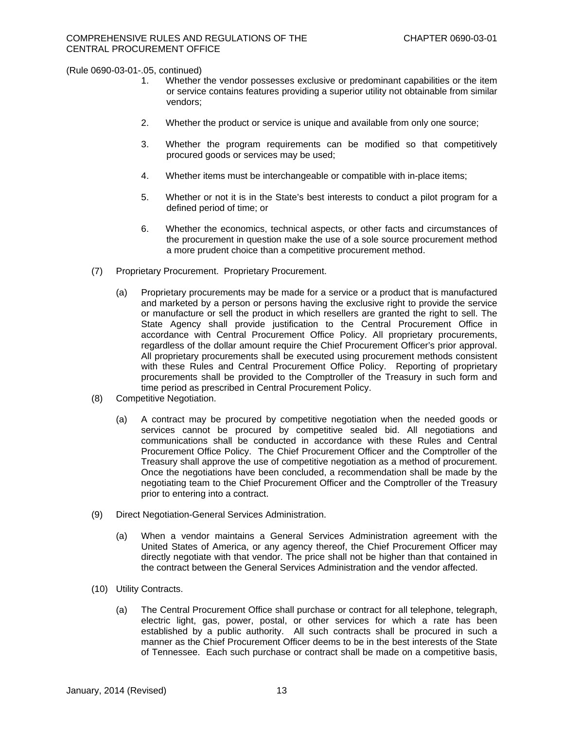(Rule 0690-03-01-.05, continued)

1. Whether the vendor possesses exclusive or predominant capabilities or the item or service contains features providing a superior utility not obtainable from similar vendors;

2. Whether the product or service is unique and available from only one source;

3. Whether the program requirements can be modified so that competitively procured goods or services may be used;

4. Whether items must be interchangeable or compatible with in-place items;

5. Whether or not it is in the State's best interests to conduct a pilot program for a defined period of time; or

6. Whether the economics, technical aspects, or other facts and circumstances of the procurement in question make the use of a sole source procurement method a more prudent choice than a competitive procurement method.

(7) Proprietary Procurement. Proprietary Procurement.

(a) Proprietary procurements may be made for a service or a product that is manufactured and marketed by a person or persons having the exclusive right to provide the service or manufacture or sell the product in which resellers are granted the right to sell. The State Agency shall provide justification to the Central Procurement Office in accordance with Central Procurement Office Policy. All proprietary procurements, regardless of the dollar amount require the Chief Procurement Officer's prior approval. All proprietary procurements shall be executed using procurement methods consistent with these Rules and Central Procurement Office Policy. Reporting of proprietary procurements shall be provided to the Comptroller of the Treasury in such form and time period as prescribed in Central Procurement Policy.

(8) Competitive Negotiation.

(a) A contract may be procured by competitive negotiation when the needed goods or services cannot be procured by competitive sealed bid. All negotiations and communications shall be conducted in accordance with these Rules and Central Procurement Office Policy. The Chief Procurement Officer and the Comptroller of the Treasury shall approve the use of competitive negotiation as a method of procurement. Once the negotiations have been concluded, a recommendation shall be made by the negotiating team to the Chief Procurement Officer and the Comptroller of the Treasury prior to entering into a contract.

(9) Direct Negotiation-General Services Administration.

(a) When a vendor maintains a General Services Administration agreement with the United States of America, or any agency thereof, the Chief Procurement Officer may directly negotiate with that vendor. The price shall not be higher than that contained in the contract between the General Services Administration and the vendor affected.

(10) Utility Contracts.

(a) The Central Procurement Office shall purchase or contract for all telephone, telegraph, electric light, gas, power, postal, or other services for which a rate has been established by a public authority. All such contracts shall be procured in such a manner as the Chief Procurement Officer deems to be in the best interests of the State of Tennessee. Each such purchase or contract shall be made on a competitive basis,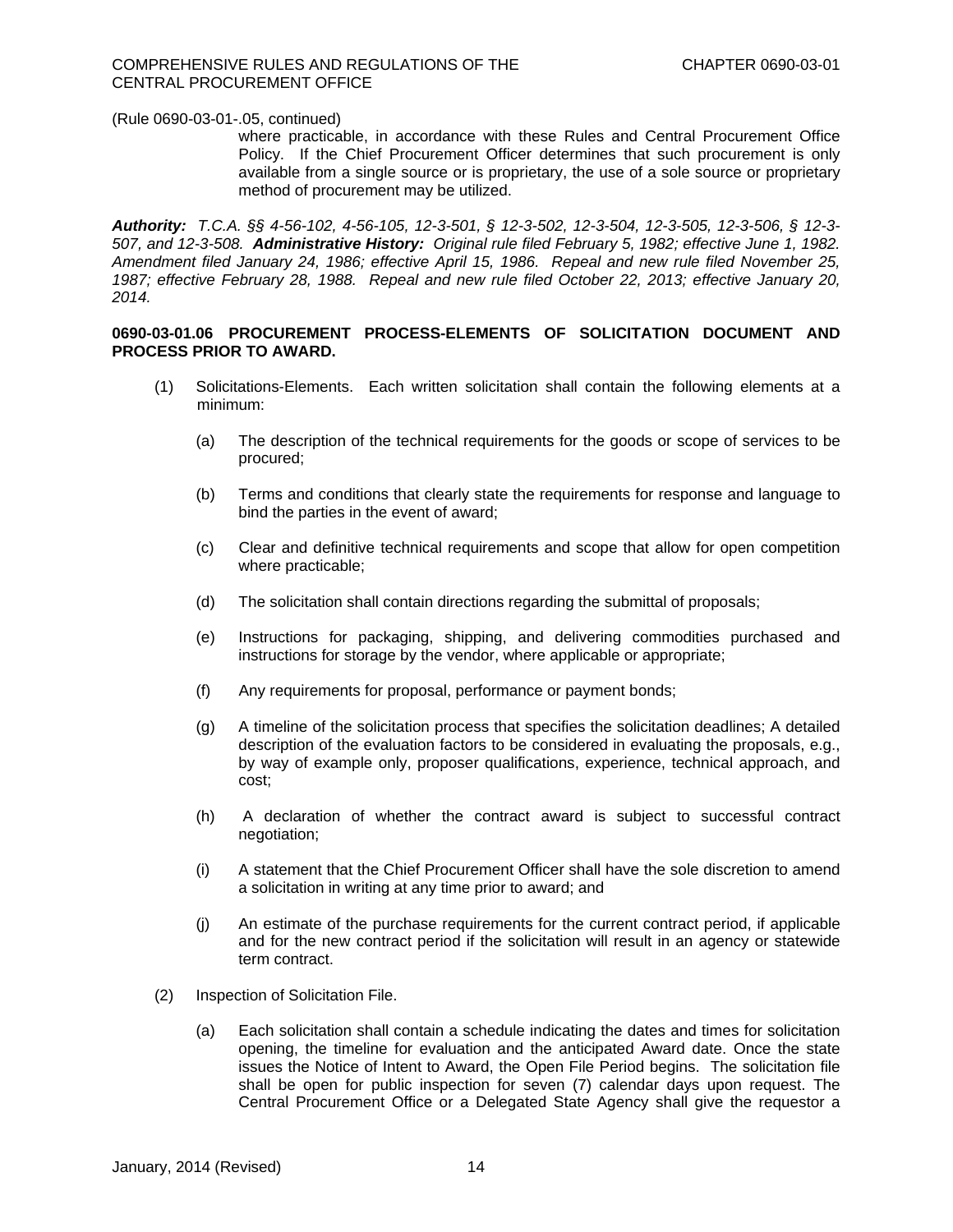(Rule 0690-03-01-.05, continued)

where practicable, in accordance with these Rules and Central Procurement Office Policy. If the Chief Procurement Officer determines that such procurement is only available from a single source or is proprietary, the use of a sole source or proprietary method of procurement may be utilized.

***Authority:*** *T.C.A. §§ 4-56-102, 4-56-105, 12-3-501, § 12-3-502, 12-3-504, 12-3-505, 12-3-506, § 12-3-507, and 12-3-508.* ***Administrative History:*** *Original rule filed February 5, 1982; effective June 1, 1982. Amendment filed January 24, 1986; effective April 15, 1986. Repeal and new rule filed November 25, 1987; effective February 28, 1988. Repeal and new rule filed October 22, 2013; effective January 20, 2014.*

**0690-03-01.06 PROCUREMENT PROCESS-ELEMENTS OF SOLICITATION DOCUMENT AND PROCESS PRIOR TO AWARD.**

(1) Solicitations-Elements. Each written solicitation shall contain the following elements at a minimum:

  (a) The description of the technical requirements for the goods or scope of services to be procured;

  (b) Terms and conditions that clearly state the requirements for response and language to bind the parties in the event of award;

  (c) Clear and definitive technical requirements and scope that allow for open competition where practicable;

  (d) The solicitation shall contain directions regarding the submittal of proposals;

  (e) Instructions for packaging, shipping, and delivering commodities purchased and instructions for storage by the vendor, where applicable or appropriate;

  (f) Any requirements for proposal, performance or payment bonds;

  (g) A timeline of the solicitation process that specifies the solicitation deadlines; A detailed description of the evaluation factors to be considered in evaluating the proposals, e.g., by way of example only, proposer qualifications, experience, technical approach, and cost;

  (h) A declaration of whether the contract award is subject to successful contract negotiation;

  (i) A statement that the Chief Procurement Officer shall have the sole discretion to amend a solicitation in writing at any time prior to award; and

  (j) An estimate of the purchase requirements for the current contract period, if applicable and for the new contract period if the solicitation will result in an agency or statewide term contract.

(2) Inspection of Solicitation File.

  (a) Each solicitation shall contain a schedule indicating the dates and times for solicitation opening, the timeline for evaluation and the anticipated Award date. Once the state issues the Notice of Intent to Award, the Open File Period begins. The solicitation file shall be open for public inspection for seven (7) calendar days upon request. The Central Procurement Office or a Delegated State Agency shall give the requestor a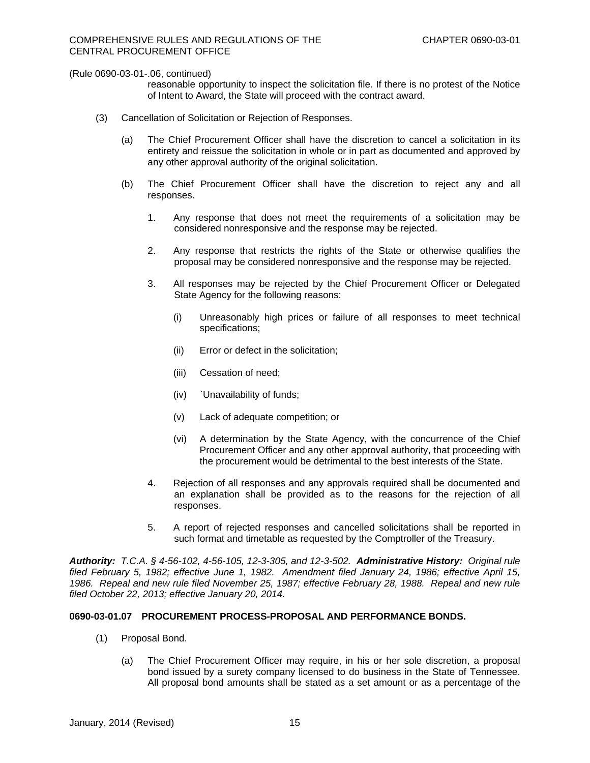(Rule 0690-03-01-.06, continued)

reasonable opportunity to inspect the solicitation file. If there is no protest of the Notice of Intent to Award, the State will proceed with the contract award.

(3) Cancellation of Solicitation or Rejection of Responses.

(a) The Chief Procurement Officer shall have the discretion to cancel a solicitation in its entirety and reissue the solicitation in whole or in part as documented and approved by any other approval authority of the original solicitation.

(b) The Chief Procurement Officer shall have the discretion to reject any and all responses.

1. Any response that does not meet the requirements of a solicitation may be considered nonresponsive and the response may be rejected.

2. Any response that restricts the rights of the State or otherwise qualifies the proposal may be considered nonresponsive and the response may be rejected.

3. All responses may be rejected by the Chief Procurement Officer or Delegated State Agency for the following reasons:

(i) Unreasonably high prices or failure of all responses to meet technical specifications;

(ii) Error or defect in the solicitation;

(iii) Cessation of need;

(iv) `Unavailability of funds;

(v) Lack of adequate competition; or

(vi) A determination by the State Agency, with the concurrence of the Chief Procurement Officer and any other approval authority, that proceeding with the procurement would be detrimental to the best interests of the State.

4. Rejection of all responses and any approvals required shall be documented and an explanation shall be provided as to the reasons for the rejection of all responses.

5. A report of rejected responses and cancelled solicitations shall be reported in such format and timetable as requested by the Comptroller of the Treasury.

***Authority:*** *T.C.A. § 4-56-102, 4-56-105, 12-3-305, and 12-3-502.* ***Administrative History:*** *Original rule filed February 5, 1982; effective June 1, 1982. Amendment filed January 24, 1986; effective April 15, 1986. Repeal and new rule filed November 25, 1987; effective February 28, 1988. Repeal and new rule filed October 22, 2013; effective January 20, 2014.*

**0690-03-01.07 PROCUREMENT PROCESS-PROPOSAL AND PERFORMANCE BONDS.**

(1) Proposal Bond.

(a) The Chief Procurement Officer may require, in his or her sole discretion, a proposal bond issued by a surety company licensed to do business in the State of Tennessee. All proposal bond amounts shall be stated as a set amount or as a percentage of the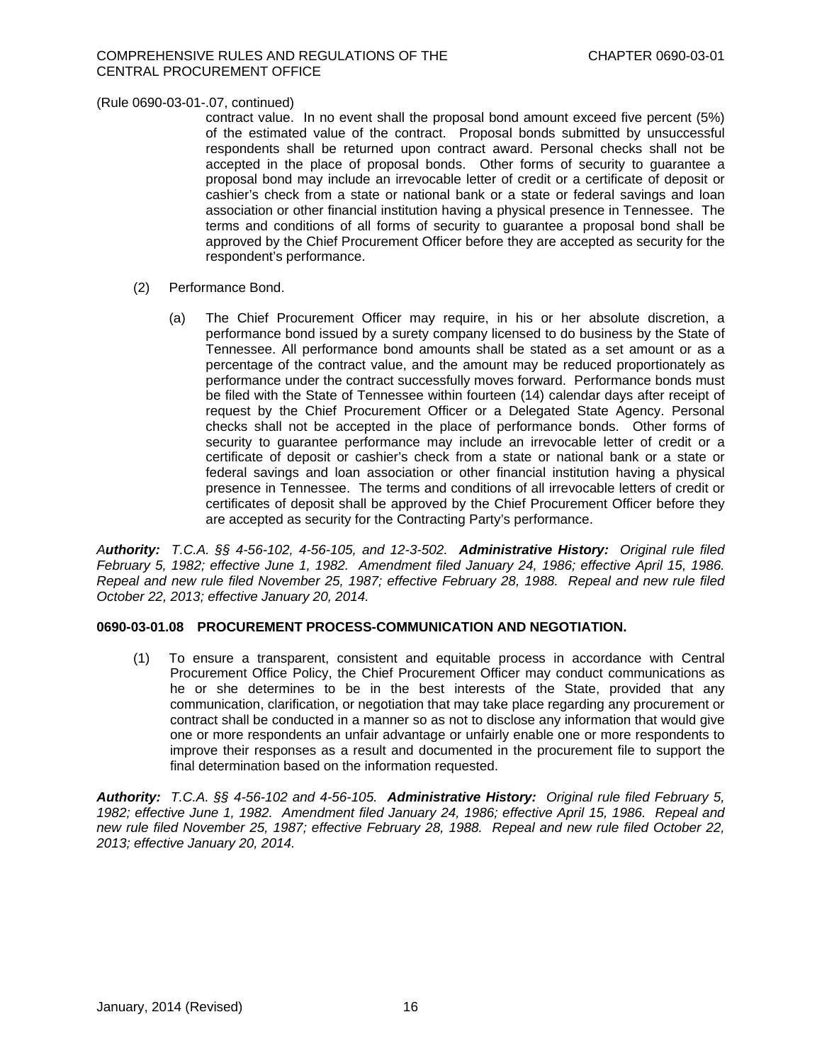(Rule 0690-03-01-.07, continued)

contract value. In no event shall the proposal bond amount exceed five percent (5%) of the estimated value of the contract. Proposal bonds submitted by unsuccessful respondents shall be returned upon contract award. Personal checks shall not be accepted in the place of proposal bonds. Other forms of security to guarantee a proposal bond may include an irrevocable letter of credit or a certificate of deposit or cashier's check from a state or national bank or a state or federal savings and loan association or other financial institution having a physical presence in Tennessee. The terms and conditions of all forms of security to guarantee a proposal bond shall be approved by the Chief Procurement Officer before they are accepted as security for the respondent's performance.

(2) Performance Bond.

(a) The Chief Procurement Officer may require, in his or her absolute discretion, a performance bond issued by a surety company licensed to do business by the State of Tennessee. All performance bond amounts shall be stated as a set amount or as a percentage of the contract value, and the amount may be reduced proportionately as performance under the contract successfully moves forward. Performance bonds must be filed with the State of Tennessee within fourteen (14) calendar days after receipt of request by the Chief Procurement Officer or a Delegated State Agency. Personal checks shall not be accepted in the place of performance bonds. Other forms of security to guarantee performance may include an irrevocable letter of credit or a certificate of deposit or cashier's check from a state or national bank or a state or federal savings and loan association or other financial institution having a physical presence in Tennessee. The terms and conditions of all irrevocable letters of credit or certificates of deposit shall be approved by the Chief Procurement Officer before they are accepted as security for the Contracting Party's performance.

***Authority:*** *T.C.A. §§ 4-56-102, 4-56-105, and 12-3-502.* ***Administrative History:*** *Original rule filed February 5, 1982; effective June 1, 1982. Amendment filed January 24, 1986; effective April 15, 1986. Repeal and new rule filed November 25, 1987; effective February 28, 1988. Repeal and new rule filed October 22, 2013; effective January 20, 2014.*

**0690-03-01.08 PROCUREMENT PROCESS-COMMUNICATION AND NEGOTIATION.**

(1) To ensure a transparent, consistent and equitable process in accordance with Central Procurement Office Policy, the Chief Procurement Officer may conduct communications as he or she determines to be in the best interests of the State, provided that any communication, clarification, or negotiation that may take place regarding any procurement or contract shall be conducted in a manner so as not to disclose any information that would give one or more respondents an unfair advantage or unfairly enable one or more respondents to improve their responses as a result and documented in the procurement file to support the final determination based on the information requested.

***Authority:*** *T.C.A. §§ 4-56-102 and 4-56-105.* ***Administrative History:*** *Original rule filed February 5, 1982; effective June 1, 1982. Amendment filed January 24, 1986; effective April 15, 1986. Repeal and new rule filed November 25, 1987; effective February 28, 1988. Repeal and new rule filed October 22, 2013; effective January 20, 2014.*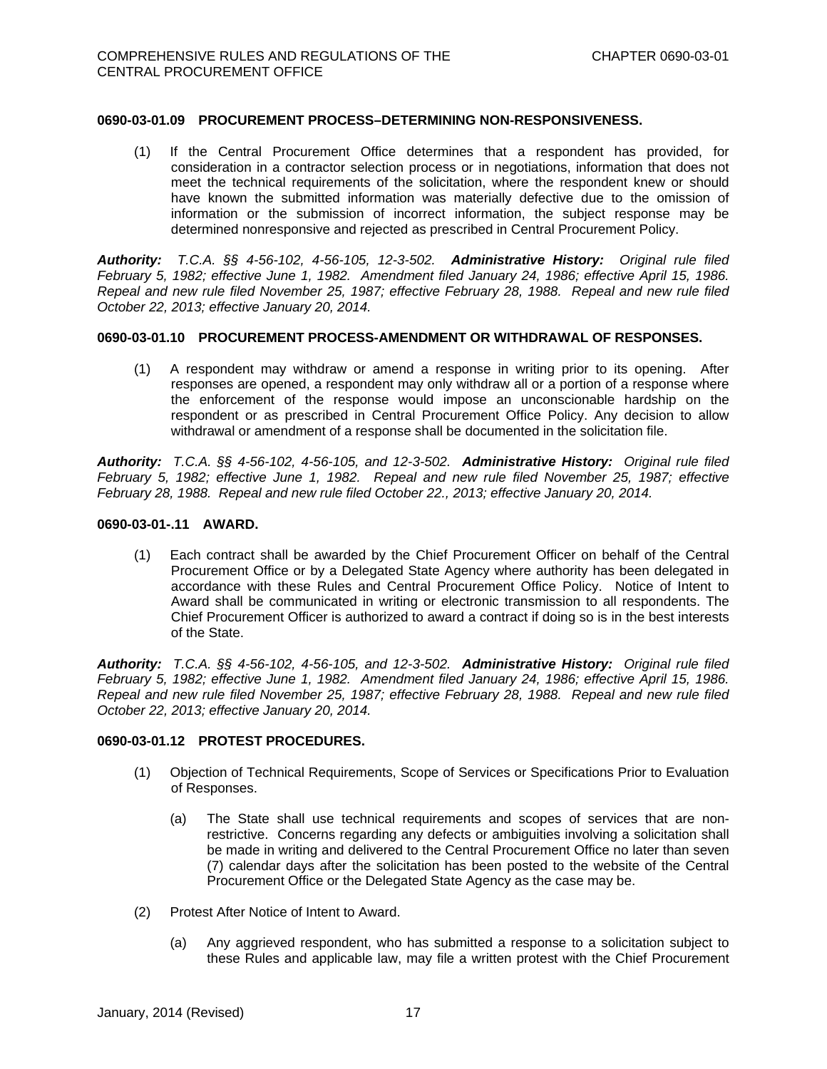#### 0690-03-01.09 PROCUREMENT PROCESS–DETERMINING NON-RESPONSIVENESS.

(1) If the Central Procurement Office determines that a respondent has provided, for consideration in a contractor selection process or in negotiations, information that does not meet the technical requirements of the solicitation, where the respondent knew or should have known the submitted information was materially defective due to the omission of information or the submission of incorrect information, the subject response may be determined nonresponsive and rejected as prescribed in Central Procurement Policy.

***Authority:*** *T.C.A. §§ 4-56-102, 4-56-105, 12-3-502.* ***Administrative History:*** *Original rule filed February 5, 1982; effective June 1, 1982. Amendment filed January 24, 1986; effective April 15, 1986. Repeal and new rule filed November 25, 1987; effective February 28, 1988. Repeal and new rule filed October 22, 2013; effective January 20, 2014.*

#### 0690-03-01.10 PROCUREMENT PROCESS-AMENDMENT OR WITHDRAWAL OF RESPONSES.

(1) A respondent may withdraw or amend a response in writing prior to its opening. After responses are opened, a respondent may only withdraw all or a portion of a response where the enforcement of the response would impose an unconscionable hardship on the respondent or as prescribed in Central Procurement Office Policy. Any decision to allow withdrawal or amendment of a response shall be documented in the solicitation file.

***Authority:*** *T.C.A. §§ 4-56-102, 4-56-105, and 12-3-502.* ***Administrative History:*** *Original rule filed February 5, 1982; effective June 1, 1982. Repeal and new rule filed November 25, 1987; effective February 28, 1988. Repeal and new rule filed October 22., 2013; effective January 20, 2014.*

#### 0690-03-01-.11 AWARD.

(1) Each contract shall be awarded by the Chief Procurement Officer on behalf of the Central Procurement Office or by a Delegated State Agency where authority has been delegated in accordance with these Rules and Central Procurement Office Policy. Notice of Intent to Award shall be communicated in writing or electronic transmission to all respondents. The Chief Procurement Officer is authorized to award a contract if doing so is in the best interests of the State.

***Authority:*** *T.C.A. §§ 4-56-102, 4-56-105, and 12-3-502.* ***Administrative History:*** *Original rule filed February 5, 1982; effective June 1, 1982. Amendment filed January 24, 1986; effective April 15, 1986. Repeal and new rule filed November 25, 1987; effective February 28, 1988. Repeal and new rule filed October 22, 2013; effective January 20, 2014.*

#### 0690-03-01.12 PROTEST PROCEDURES.

(1) Objection of Technical Requirements, Scope of Services or Specifications Prior to Evaluation of Responses.

(a) The State shall use technical requirements and scopes of services that are non-restrictive. Concerns regarding any defects or ambiguities involving a solicitation shall be made in writing and delivered to the Central Procurement Office no later than seven (7) calendar days after the solicitation has been posted to the website of the Central Procurement Office or the Delegated State Agency as the case may be.

(2) Protest After Notice of Intent to Award.

(a) Any aggrieved respondent, who has submitted a response to a solicitation subject to these Rules and applicable law, may file a written protest with the Chief Procurement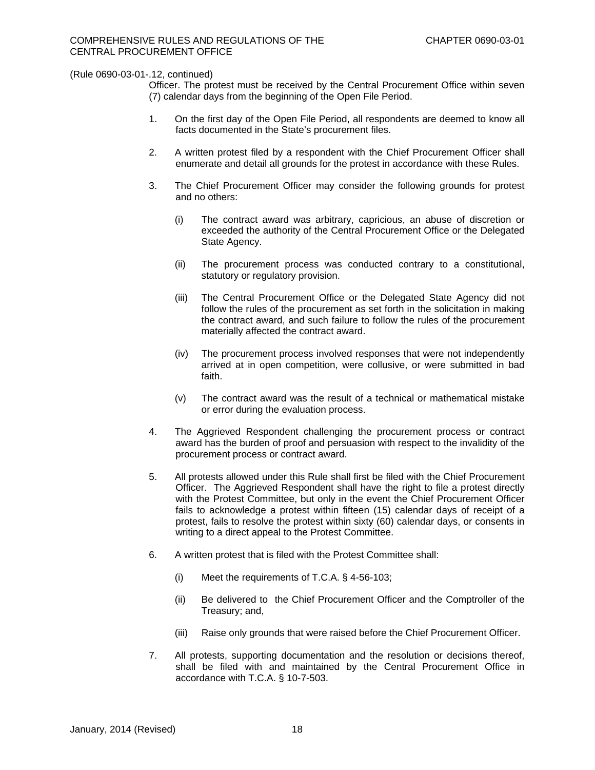(Rule 0690-03-01-.12, continued)

Officer. The protest must be received by the Central Procurement Office within seven (7) calendar days from the beginning of the Open File Period.

1. On the first day of the Open File Period, all respondents are deemed to know all facts documented in the State's procurement files.

2. A written protest filed by a respondent with the Chief Procurement Officer shall enumerate and detail all grounds for the protest in accordance with these Rules.

3. The Chief Procurement Officer may consider the following grounds for protest and no others:

   (i) The contract award was arbitrary, capricious, an abuse of discretion or exceeded the authority of the Central Procurement Office or the Delegated State Agency.

   (ii) The procurement process was conducted contrary to a constitutional, statutory or regulatory provision.

   (iii) The Central Procurement Office or the Delegated State Agency did not follow the rules of the procurement as set forth in the solicitation in making the contract award, and such failure to follow the rules of the procurement materially affected the contract award.

   (iv) The procurement process involved responses that were not independently arrived at in open competition, were collusive, or were submitted in bad faith.

   (v) The contract award was the result of a technical or mathematical mistake or error during the evaluation process.

4. The Aggrieved Respondent challenging the procurement process or contract award has the burden of proof and persuasion with respect to the invalidity of the procurement process or contract award.

5. All protests allowed under this Rule shall first be filed with the Chief Procurement Officer. The Aggrieved Respondent shall have the right to file a protest directly with the Protest Committee, but only in the event the Chief Procurement Officer fails to acknowledge a protest within fifteen (15) calendar days of receipt of a protest, fails to resolve the protest within sixty (60) calendar days, or consents in writing to a direct appeal to the Protest Committee.

6. A written protest that is filed with the Protest Committee shall:

   (i) Meet the requirements of T.C.A. § 4-56-103;

   (ii) Be delivered to the Chief Procurement Officer and the Comptroller of the Treasury; and,

   (iii) Raise only grounds that were raised before the Chief Procurement Officer.

7. All protests, supporting documentation and the resolution or decisions thereof, shall be filed with and maintained by the Central Procurement Office in accordance with T.C.A. § 10-7-503.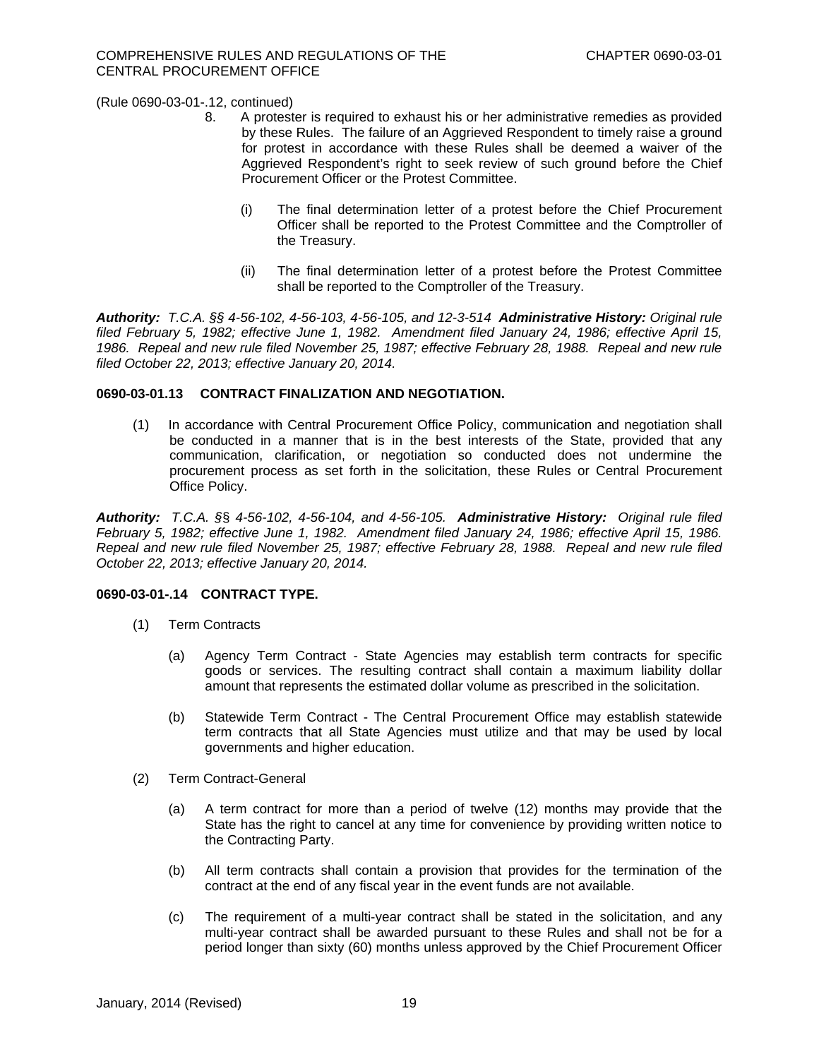(Rule 0690-03-01-.12, continued)

8. A protester is required to exhaust his or her administrative remedies as provided by these Rules. The failure of an Aggrieved Respondent to timely raise a ground for protest in accordance with these Rules shall be deemed a waiver of the Aggrieved Respondent's right to seek review of such ground before the Chief Procurement Officer or the Protest Committee.

   (i) The final determination letter of a protest before the Chief Procurement Officer shall be reported to the Protest Committee and the Comptroller of the Treasury.

   (ii) The final determination letter of a protest before the Protest Committee shall be reported to the Comptroller of the Treasury.

***Authority:*** *T.C.A. §§ 4-56-102, 4-56-103, 4-56-105, and 12-3-514* ***Administrative History:*** *Original rule filed February 5, 1982; effective June 1, 1982. Amendment filed January 24, 1986; effective April 15, 1986. Repeal and new rule filed November 25, 1987; effective February 28, 1988. Repeal and new rule filed October 22, 2013; effective January 20, 2014.*

**0690-03-01.13 CONTRACT FINALIZATION AND NEGOTIATION.**

(1) In accordance with Central Procurement Office Policy, communication and negotiation shall be conducted in a manner that is in the best interests of the State, provided that any communication, clarification, or negotiation so conducted does not undermine the procurement process as set forth in the solicitation, these Rules or Central Procurement Office Policy.

***Authority:*** *T.C.A. §§ 4-56-102, 4-56-104, and 4-56-105.* ***Administrative History:*** *Original rule filed February 5, 1982; effective June 1, 1982. Amendment filed January 24, 1986; effective April 15, 1986. Repeal and new rule filed November 25, 1987; effective February 28, 1988. Repeal and new rule filed October 22, 2013; effective January 20, 2014.*

**0690-03-01-.14 CONTRACT TYPE.**

(1) Term Contracts

   (a) Agency Term Contract - State Agencies may establish term contracts for specific goods or services. The resulting contract shall contain a maximum liability dollar amount that represents the estimated dollar volume as prescribed in the solicitation.

   (b) Statewide Term Contract - The Central Procurement Office may establish statewide term contracts that all State Agencies must utilize and that may be used by local governments and higher education.

(2) Term Contract-General

   (a) A term contract for more than a period of twelve (12) months may provide that the State has the right to cancel at any time for convenience by providing written notice to the Contracting Party.

   (b) All term contracts shall contain a provision that provides for the termination of the contract at the end of any fiscal year in the event funds are not available.

   (c) The requirement of a multi-year contract shall be stated in the solicitation, and any multi-year contract shall be awarded pursuant to these Rules and shall not be for a period longer than sixty (60) months unless approved by the Chief Procurement Officer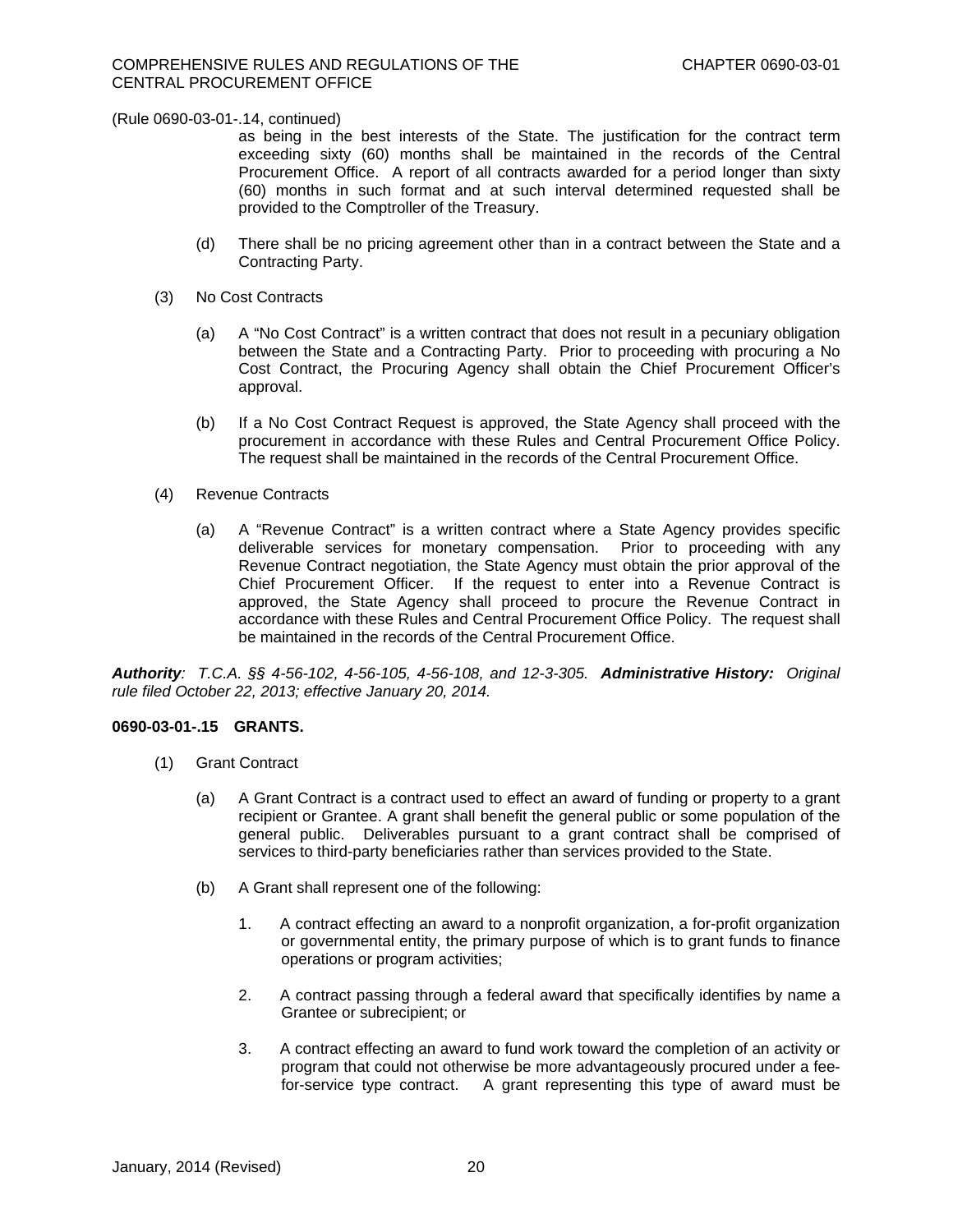(Rule 0690-03-01-.14, continued)

as being in the best interests of the State. The justification for the contract term exceeding sixty (60) months shall be maintained in the records of the Central Procurement Office. A report of all contracts awarded for a period longer than sixty (60) months in such format and at such interval determined requested shall be provided to the Comptroller of the Treasury.

(d) There shall be no pricing agreement other than in a contract between the State and a Contracting Party.

(3) No Cost Contracts

(a) A "No Cost Contract" is a written contract that does not result in a pecuniary obligation between the State and a Contracting Party. Prior to proceeding with procuring a No Cost Contract, the Procuring Agency shall obtain the Chief Procurement Officer's approval.

(b) If a No Cost Contract Request is approved, the State Agency shall proceed with the procurement in accordance with these Rules and Central Procurement Office Policy. The request shall be maintained in the records of the Central Procurement Office.

(4) Revenue Contracts

(a) A "Revenue Contract" is a written contract where a State Agency provides specific deliverable services for monetary compensation. Prior to proceeding with any Revenue Contract negotiation, the State Agency must obtain the prior approval of the Chief Procurement Officer. If the request to enter into a Revenue Contract is approved, the State Agency shall proceed to procure the Revenue Contract in accordance with these Rules and Central Procurement Office Policy. The request shall be maintained in the records of the Central Procurement Office.

***Authority**: T.C.A. §§ 4-56-102, 4-56-105, 4-56-108, and 12-3-305.* ***Administrative History:** Original rule filed October 22, 2013; effective January 20, 2014.*

**0690-03-01-.15 GRANTS.**

(1) Grant Contract

(a) A Grant Contract is a contract used to effect an award of funding or property to a grant recipient or Grantee. A grant shall benefit the general public or some population of the general public. Deliverables pursuant to a grant contract shall be comprised of services to third-party beneficiaries rather than services provided to the State.

(b) A Grant shall represent one of the following:

1. A contract effecting an award to a nonprofit organization, a for-profit organization or governmental entity, the primary purpose of which is to grant funds to finance operations or program activities;

2. A contract passing through a federal award that specifically identifies by name a Grantee or subrecipient; or

3. A contract effecting an award to fund work toward the completion of an activity or program that could not otherwise be more advantageously procured under a fee-for-service type contract. A grant representing this type of award must be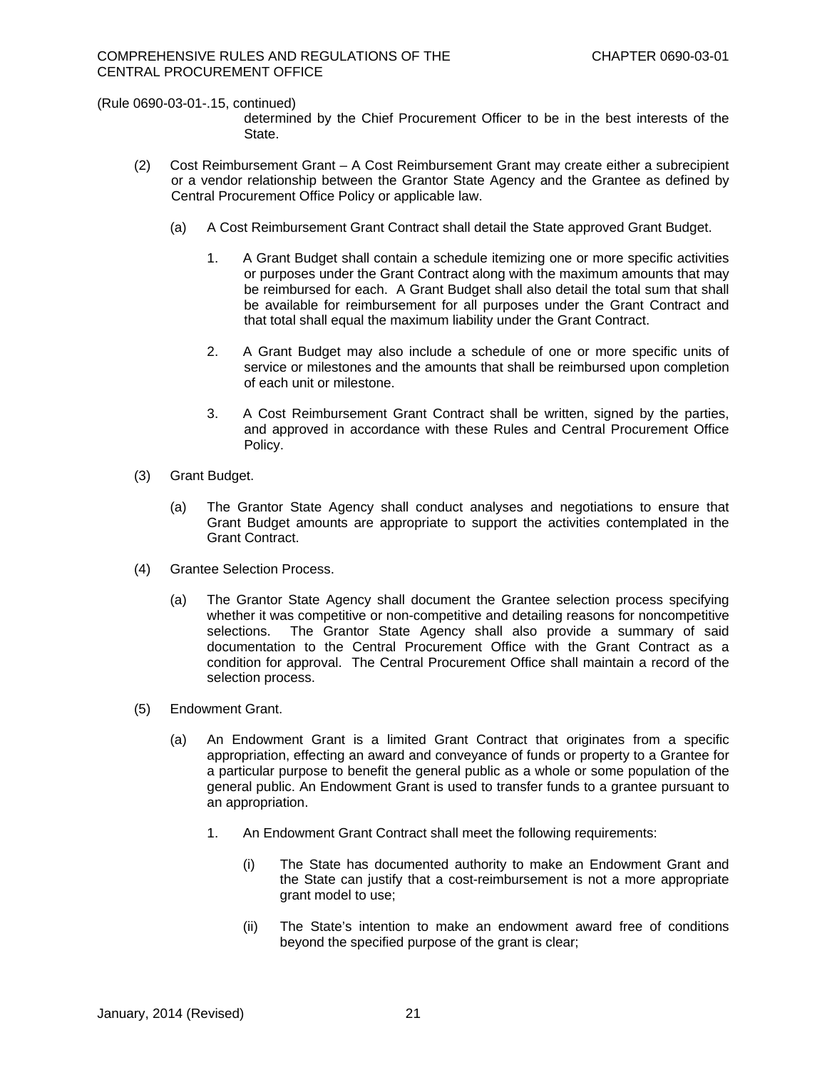(Rule 0690-03-01-.15, continued)

determined by the Chief Procurement Officer to be in the best interests of the State.

(2) Cost Reimbursement Grant – A Cost Reimbursement Grant may create either a subrecipient or a vendor relationship between the Grantor State Agency and the Grantee as defined by Central Procurement Office Policy or applicable law.

(a) A Cost Reimbursement Grant Contract shall detail the State approved Grant Budget.

1. A Grant Budget shall contain a schedule itemizing one or more specific activities or purposes under the Grant Contract along with the maximum amounts that may be reimbursed for each. A Grant Budget shall also detail the total sum that shall be available for reimbursement for all purposes under the Grant Contract and that total shall equal the maximum liability under the Grant Contract.

2. A Grant Budget may also include a schedule of one or more specific units of service or milestones and the amounts that shall be reimbursed upon completion of each unit or milestone.

3. A Cost Reimbursement Grant Contract shall be written, signed by the parties, and approved in accordance with these Rules and Central Procurement Office Policy.

(3) Grant Budget.

(a) The Grantor State Agency shall conduct analyses and negotiations to ensure that Grant Budget amounts are appropriate to support the activities contemplated in the Grant Contract.

(4) Grantee Selection Process.

(a) The Grantor State Agency shall document the Grantee selection process specifying whether it was competitive or non-competitive and detailing reasons for noncompetitive selections. The Grantor State Agency shall also provide a summary of said documentation to the Central Procurement Office with the Grant Contract as a condition for approval. The Central Procurement Office shall maintain a record of the selection process.

(5) Endowment Grant.

(a) An Endowment Grant is a limited Grant Contract that originates from a specific appropriation, effecting an award and conveyance of funds or property to a Grantee for a particular purpose to benefit the general public as a whole or some population of the general public. An Endowment Grant is used to transfer funds to a grantee pursuant to an appropriation.

1. An Endowment Grant Contract shall meet the following requirements:

(i) The State has documented authority to make an Endowment Grant and the State can justify that a cost-reimbursement is not a more appropriate grant model to use;

(ii) The State's intention to make an endowment award free of conditions beyond the specified purpose of the grant is clear;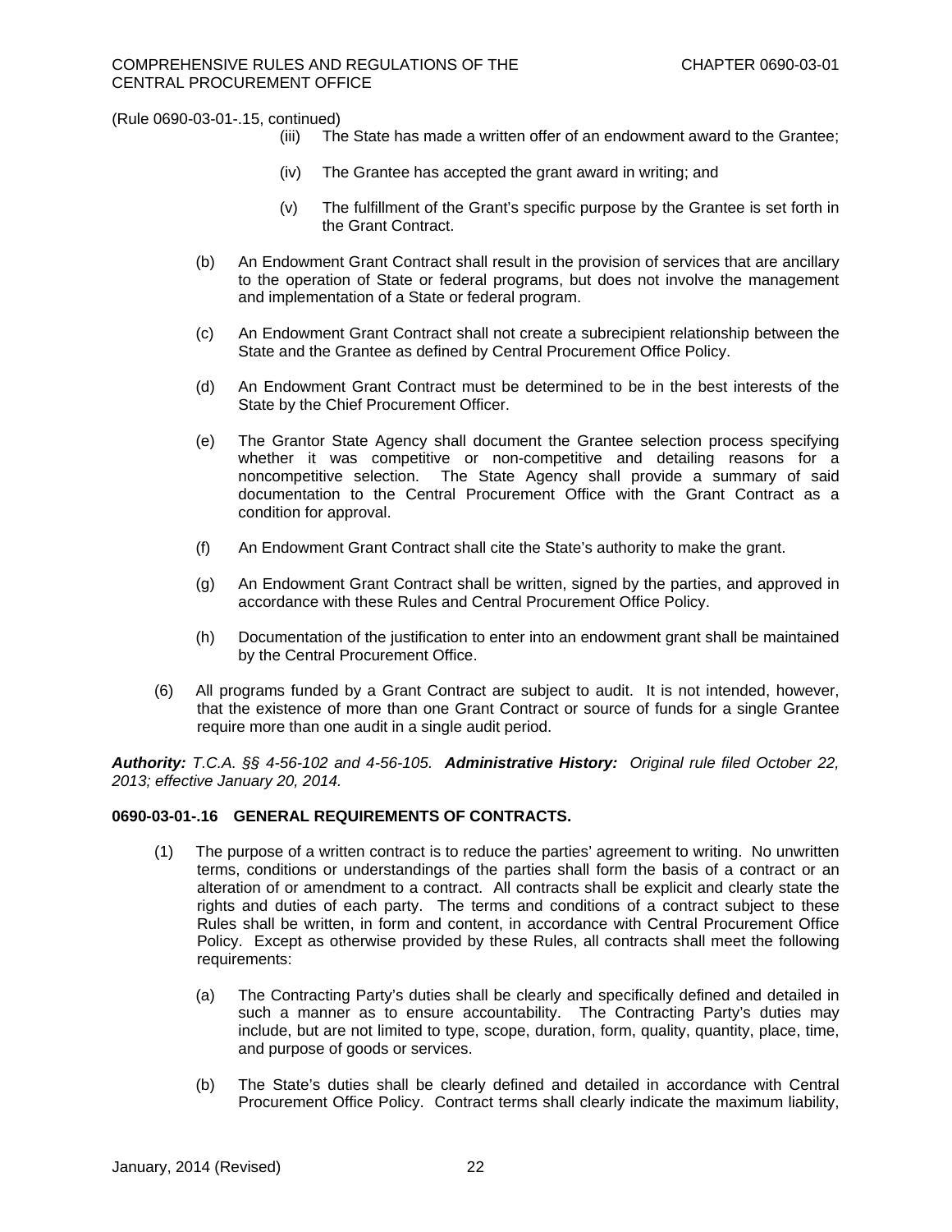(Rule 0690-03-01-.15, continued)

(iii) The State has made a written offer of an endowment award to the Grantee;

(iv) The Grantee has accepted the grant award in writing; and

(v) The fulfillment of the Grant's specific purpose by the Grantee is set forth in the Grant Contract.

(b) An Endowment Grant Contract shall result in the provision of services that are ancillary to the operation of State or federal programs, but does not involve the management and implementation of a State or federal program.

(c) An Endowment Grant Contract shall not create a subrecipient relationship between the State and the Grantee as defined by Central Procurement Office Policy.

(d) An Endowment Grant Contract must be determined to be in the best interests of the State by the Chief Procurement Officer.

(e) The Grantor State Agency shall document the Grantee selection process specifying whether it was competitive or non-competitive and detailing reasons for a noncompetitive selection. The State Agency shall provide a summary of said documentation to the Central Procurement Office with the Grant Contract as a condition for approval.

(f) An Endowment Grant Contract shall cite the State's authority to make the grant.

(g) An Endowment Grant Contract shall be written, signed by the parties, and approved in accordance with these Rules and Central Procurement Office Policy.

(h) Documentation of the justification to enter into an endowment grant shall be maintained by the Central Procurement Office.

(6) All programs funded by a Grant Contract are subject to audit. It is not intended, however, that the existence of more than one Grant Contract or source of funds for a single Grantee require more than one audit in a single audit period.

***Authority:*** *T.C.A. §§ 4-56-102 and 4-56-105.* ***Administrative History:*** *Original rule filed October 22, 2013; effective January 20, 2014.*

**0690-03-01-.16 GENERAL REQUIREMENTS OF CONTRACTS.**

(1) The purpose of a written contract is to reduce the parties' agreement to writing. No unwritten terms, conditions or understandings of the parties shall form the basis of a contract or an alteration of or amendment to a contract. All contracts shall be explicit and clearly state the rights and duties of each party. The terms and conditions of a contract subject to these Rules shall be written, in form and content, in accordance with Central Procurement Office Policy. Except as otherwise provided by these Rules, all contracts shall meet the following requirements:

(a) The Contracting Party's duties shall be clearly and specifically defined and detailed in such a manner as to ensure accountability. The Contracting Party's duties may include, but are not limited to type, scope, duration, form, quality, quantity, place, time, and purpose of goods or services.

(b) The State's duties shall be clearly defined and detailed in accordance with Central Procurement Office Policy. Contract terms shall clearly indicate the maximum liability,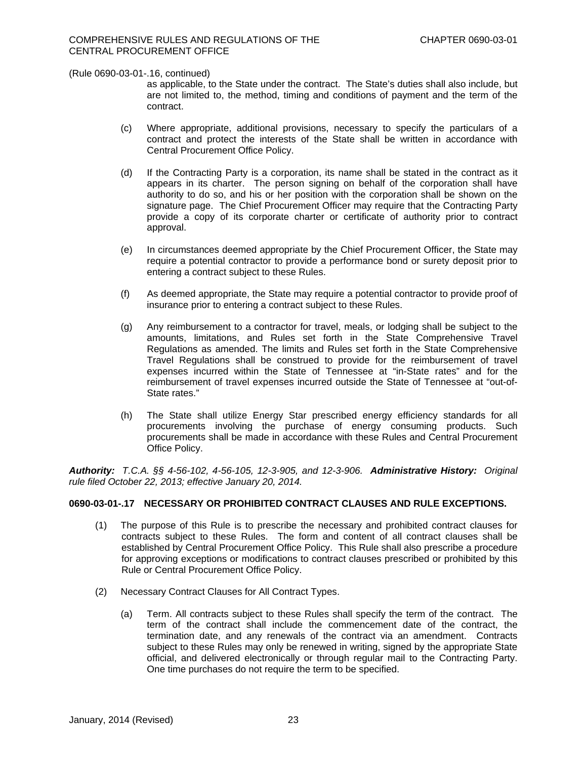(Rule 0690-03-01-.16, continued)

as applicable, to the State under the contract. The State's duties shall also include, but are not limited to, the method, timing and conditions of payment and the term of the contract.

(c) Where appropriate, additional provisions, necessary to specify the particulars of a contract and protect the interests of the State shall be written in accordance with Central Procurement Office Policy.

(d) If the Contracting Party is a corporation, its name shall be stated in the contract as it appears in its charter. The person signing on behalf of the corporation shall have authority to do so, and his or her position with the corporation shall be shown on the signature page. The Chief Procurement Officer may require that the Contracting Party provide a copy of its corporate charter or certificate of authority prior to contract approval.

(e) In circumstances deemed appropriate by the Chief Procurement Officer, the State may require a potential contractor to provide a performance bond or surety deposit prior to entering a contract subject to these Rules.

(f) As deemed appropriate, the State may require a potential contractor to provide proof of insurance prior to entering a contract subject to these Rules.

(g) Any reimbursement to a contractor for travel, meals, or lodging shall be subject to the amounts, limitations, and Rules set forth in the State Comprehensive Travel Regulations as amended. The limits and Rules set forth in the State Comprehensive Travel Regulations shall be construed to provide for the reimbursement of travel expenses incurred within the State of Tennessee at "in-State rates" and for the reimbursement of travel expenses incurred outside the State of Tennessee at "out-of-State rates."

(h) The State shall utilize Energy Star prescribed energy efficiency standards for all procurements involving the purchase of energy consuming products. Such procurements shall be made in accordance with these Rules and Central Procurement Office Policy.

***Authority:*** *T.C.A. §§ 4-56-102, 4-56-105, 12-3-905, and 12-3-906.* ***Administrative History:*** *Original rule filed October 22, 2013; effective January 20, 2014.*

**0690-03-01-.17 NECESSARY OR PROHIBITED CONTRACT CLAUSES AND RULE EXCEPTIONS.**

(1) The purpose of this Rule is to prescribe the necessary and prohibited contract clauses for contracts subject to these Rules. The form and content of all contract clauses shall be established by Central Procurement Office Policy. This Rule shall also prescribe a procedure for approving exceptions or modifications to contract clauses prescribed or prohibited by this Rule or Central Procurement Office Policy.

(2) Necessary Contract Clauses for All Contract Types.

(a) Term. All contracts subject to these Rules shall specify the term of the contract. The term of the contract shall include the commencement date of the contract, the termination date, and any renewals of the contract via an amendment. Contracts subject to these Rules may only be renewed in writing, signed by the appropriate State official, and delivered electronically or through regular mail to the Contracting Party. One time purchases do not require the term to be specified.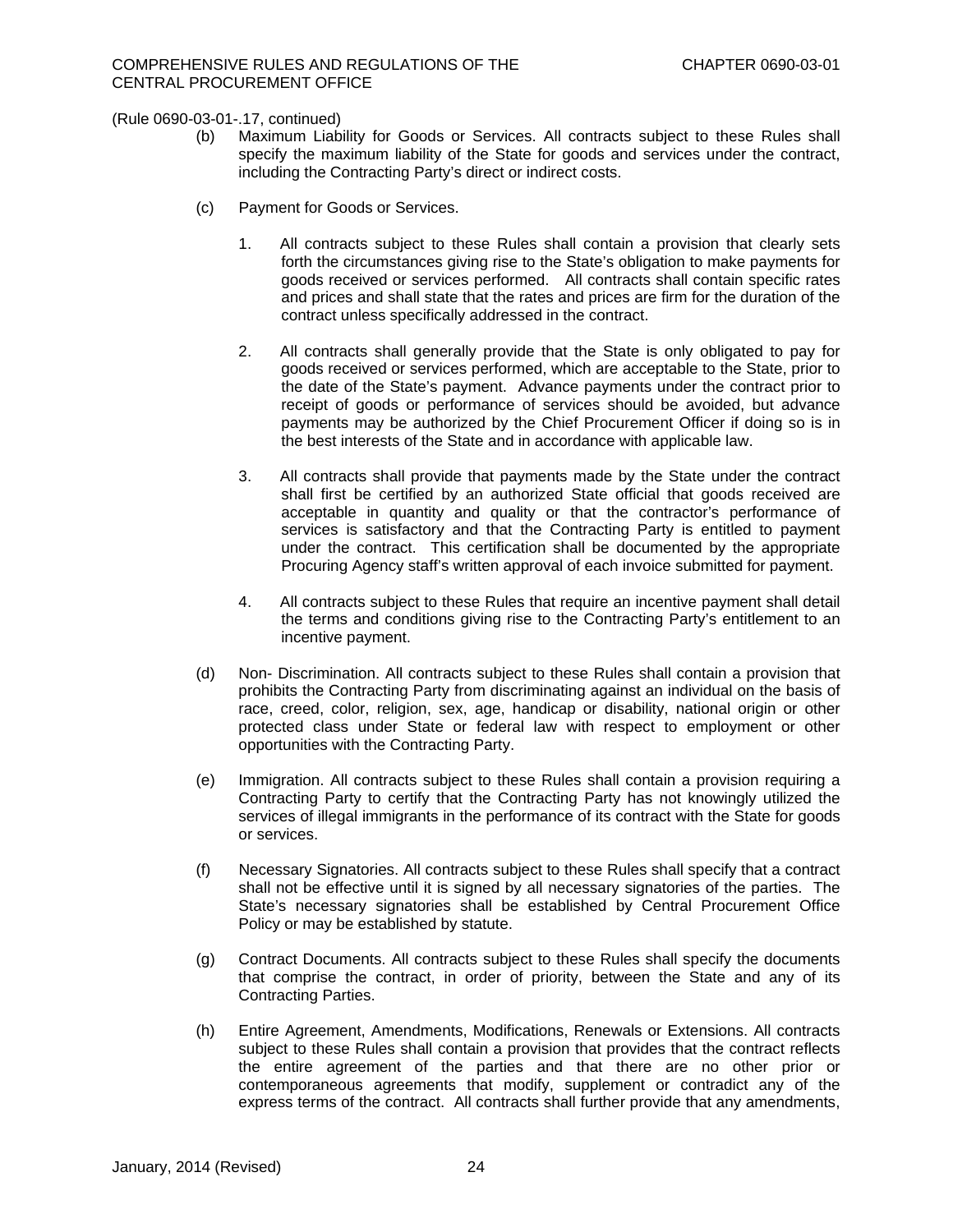(Rule 0690-03-01-.17, continued)

(b) Maximum Liability for Goods or Services. All contracts subject to these Rules shall specify the maximum liability of the State for goods and services under the contract, including the Contracting Party's direct or indirect costs.

(c) Payment for Goods or Services.

1. All contracts subject to these Rules shall contain a provision that clearly sets forth the circumstances giving rise to the State's obligation to make payments for goods received or services performed. All contracts shall contain specific rates and prices and shall state that the rates and prices are firm for the duration of the contract unless specifically addressed in the contract.

2. All contracts shall generally provide that the State is only obligated to pay for goods received or services performed, which are acceptable to the State, prior to the date of the State's payment. Advance payments under the contract prior to receipt of goods or performance of services should be avoided, but advance payments may be authorized by the Chief Procurement Officer if doing so is in the best interests of the State and in accordance with applicable law.

3. All contracts shall provide that payments made by the State under the contract shall first be certified by an authorized State official that goods received are acceptable in quantity and quality or that the contractor's performance of services is satisfactory and that the Contracting Party is entitled to payment under the contract. This certification shall be documented by the appropriate Procuring Agency staff's written approval of each invoice submitted for payment.

4. All contracts subject to these Rules that require an incentive payment shall detail the terms and conditions giving rise to the Contracting Party's entitlement to an incentive payment.

(d) Non- Discrimination. All contracts subject to these Rules shall contain a provision that prohibits the Contracting Party from discriminating against an individual on the basis of race, creed, color, religion, sex, age, handicap or disability, national origin or other protected class under State or federal law with respect to employment or other opportunities with the Contracting Party.

(e) Immigration. All contracts subject to these Rules shall contain a provision requiring a Contracting Party to certify that the Contracting Party has not knowingly utilized the services of illegal immigrants in the performance of its contract with the State for goods or services.

(f) Necessary Signatories. All contracts subject to these Rules shall specify that a contract shall not be effective until it is signed by all necessary signatories of the parties. The State's necessary signatories shall be established by Central Procurement Office Policy or may be established by statute.

(g) Contract Documents. All contracts subject to these Rules shall specify the documents that comprise the contract, in order of priority, between the State and any of its Contracting Parties.

(h) Entire Agreement, Amendments, Modifications, Renewals or Extensions. All contracts subject to these Rules shall contain a provision that provides that the contract reflects the entire agreement of the parties and that there are no other prior or contemporaneous agreements that modify, supplement or contradict any of the express terms of the contract. All contracts shall further provide that any amendments,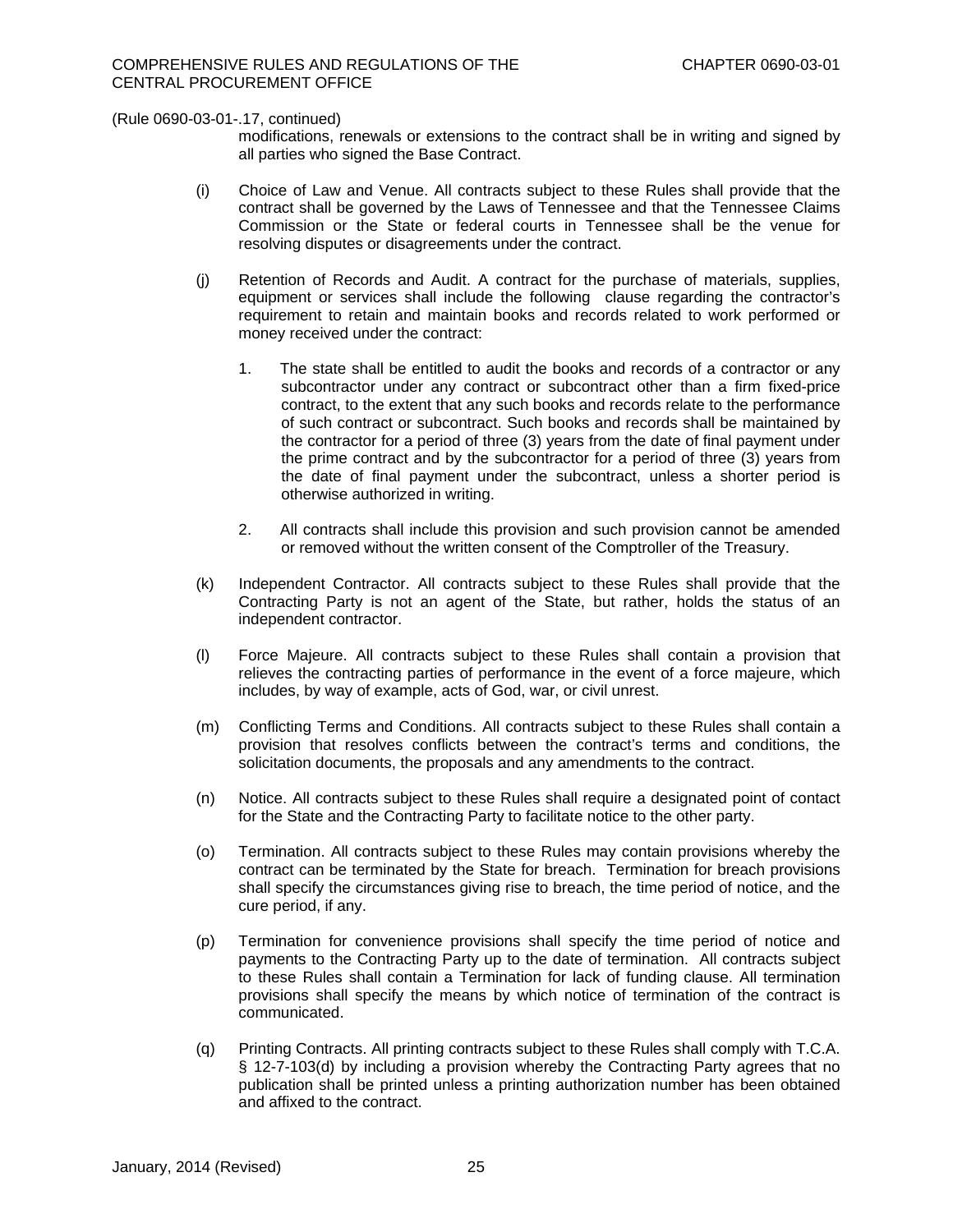(Rule 0690-03-01-.17, continued)

modifications, renewals or extensions to the contract shall be in writing and signed by all parties who signed the Base Contract.

(i) Choice of Law and Venue. All contracts subject to these Rules shall provide that the contract shall be governed by the Laws of Tennessee and that the Tennessee Claims Commission or the State or federal courts in Tennessee shall be the venue for resolving disputes or disagreements under the contract.

(j) Retention of Records and Audit. A contract for the purchase of materials, supplies, equipment or services shall include the following clause regarding the contractor's requirement to retain and maintain books and records related to work performed or money received under the contract:

1. The state shall be entitled to audit the books and records of a contractor or any subcontractor under any contract or subcontract other than a firm fixed-price contract, to the extent that any such books and records relate to the performance of such contract or subcontract. Such books and records shall be maintained by the contractor for a period of three (3) years from the date of final payment under the prime contract and by the subcontractor for a period of three (3) years from the date of final payment under the subcontract, unless a shorter period is otherwise authorized in writing.

2. All contracts shall include this provision and such provision cannot be amended or removed without the written consent of the Comptroller of the Treasury.

(k) Independent Contractor. All contracts subject to these Rules shall provide that the Contracting Party is not an agent of the State, but rather, holds the status of an independent contractor.

(l) Force Majeure. All contracts subject to these Rules shall contain a provision that relieves the contracting parties of performance in the event of a force majeure, which includes, by way of example, acts of God, war, or civil unrest.

(m) Conflicting Terms and Conditions. All contracts subject to these Rules shall contain a provision that resolves conflicts between the contract's terms and conditions, the solicitation documents, the proposals and any amendments to the contract.

(n) Notice. All contracts subject to these Rules shall require a designated point of contact for the State and the Contracting Party to facilitate notice to the other party.

(o) Termination. All contracts subject to these Rules may contain provisions whereby the contract can be terminated by the State for breach. Termination for breach provisions shall specify the circumstances giving rise to breach, the time period of notice, and the cure period, if any.

(p) Termination for convenience provisions shall specify the time period of notice and payments to the Contracting Party up to the date of termination. All contracts subject to these Rules shall contain a Termination for lack of funding clause. All termination provisions shall specify the means by which notice of termination of the contract is communicated.

(q) Printing Contracts. All printing contracts subject to these Rules shall comply with T.C.A. § 12-7-103(d) by including a provision whereby the Contracting Party agrees that no publication shall be printed unless a printing authorization number has been obtained and affixed to the contract.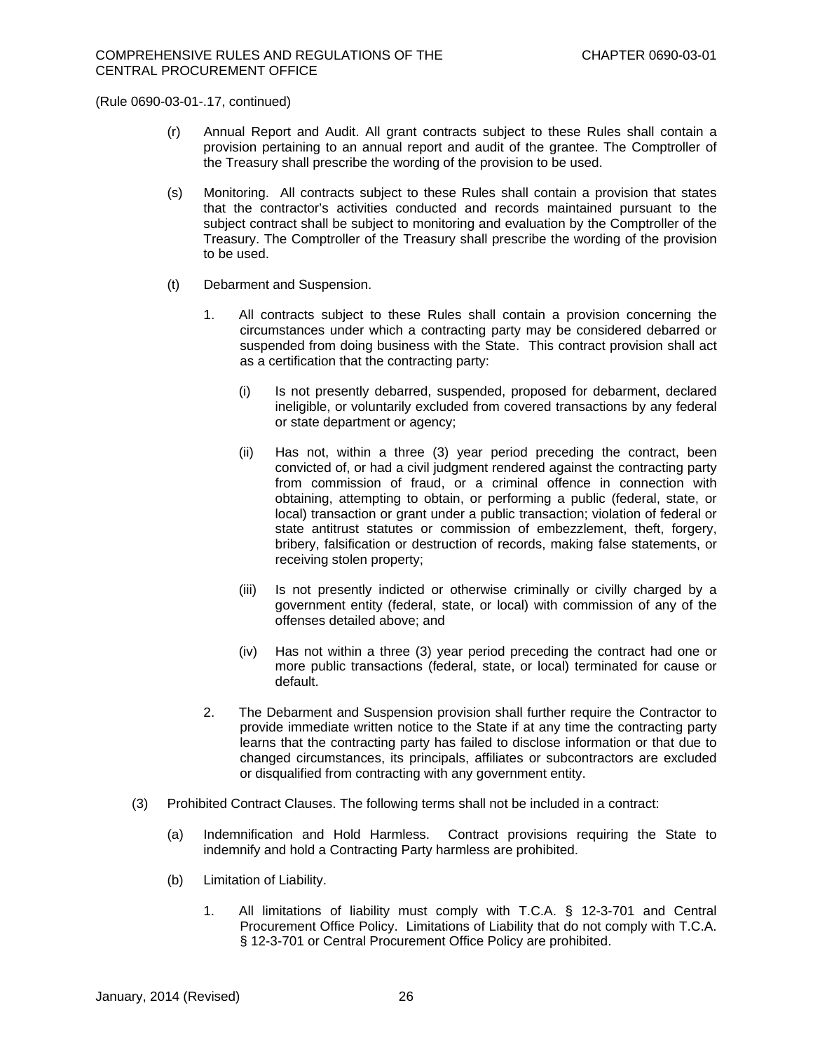(Rule 0690-03-01-.17, continued)

(r) Annual Report and Audit. All grant contracts subject to these Rules shall contain a provision pertaining to an annual report and audit of the grantee. The Comptroller of the Treasury shall prescribe the wording of the provision to be used.

(s) Monitoring. All contracts subject to these Rules shall contain a provision that states that the contractor's activities conducted and records maintained pursuant to the subject contract shall be subject to monitoring and evaluation by the Comptroller of the Treasury. The Comptroller of the Treasury shall prescribe the wording of the provision to be used.

(t) Debarment and Suspension.

1. All contracts subject to these Rules shall contain a provision concerning the circumstances under which a contracting party may be considered debarred or suspended from doing business with the State. This contract provision shall act as a certification that the contracting party:

   (i) Is not presently debarred, suspended, proposed for debarment, declared ineligible, or voluntarily excluded from covered transactions by any federal or state department or agency;

   (ii) Has not, within a three (3) year period preceding the contract, been convicted of, or had a civil judgment rendered against the contracting party from commission of fraud, or a criminal offence in connection with obtaining, attempting to obtain, or performing a public (federal, state, or local) transaction or grant under a public transaction; violation of federal or state antitrust statutes or commission of embezzlement, theft, forgery, bribery, falsification or destruction of records, making false statements, or receiving stolen property;

   (iii) Is not presently indicted or otherwise criminally or civilly charged by a government entity (federal, state, or local) with commission of any of the offenses detailed above; and

   (iv) Has not within a three (3) year period preceding the contract had one or more public transactions (federal, state, or local) terminated for cause or default.

2. The Debarment and Suspension provision shall further require the Contractor to provide immediate written notice to the State if at any time the contracting party learns that the contracting party has failed to disclose information or that due to changed circumstances, its principals, affiliates or subcontractors are excluded or disqualified from contracting with any government entity.

(3) Prohibited Contract Clauses. The following terms shall not be included in a contract:

(a) Indemnification and Hold Harmless. Contract provisions requiring the State to indemnify and hold a Contracting Party harmless are prohibited.

(b) Limitation of Liability.

1. All limitations of liability must comply with T.C.A. § 12-3-701 and Central Procurement Office Policy. Limitations of Liability that do not comply with T.C.A. § 12-3-701 or Central Procurement Office Policy are prohibited.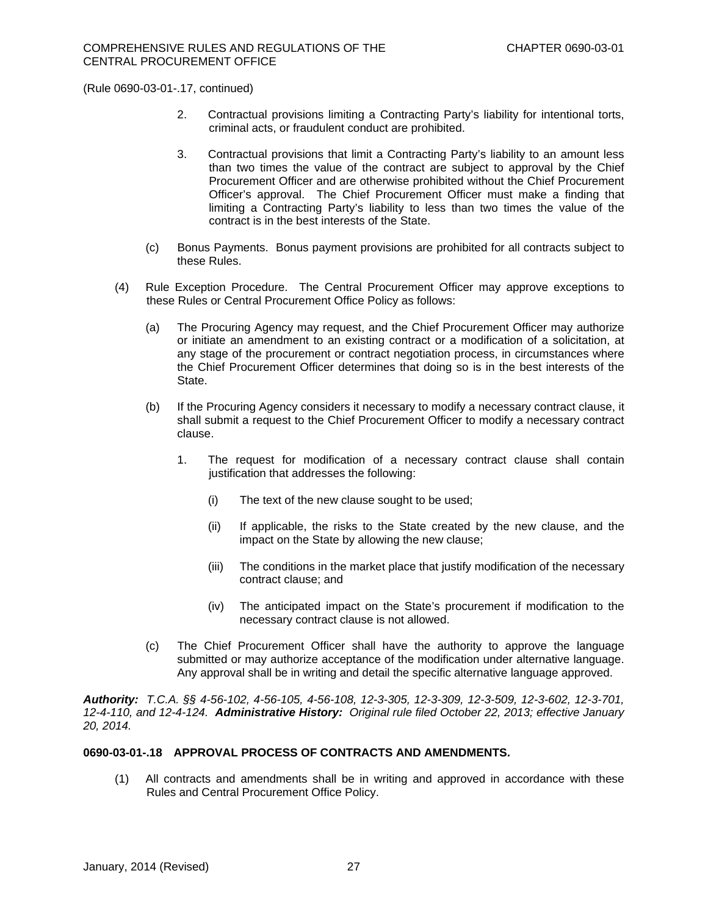(Rule 0690-03-01-.17, continued)

2. Contractual provisions limiting a Contracting Party's liability for intentional torts, criminal acts, or fraudulent conduct are prohibited.

3. Contractual provisions that limit a Contracting Party's liability to an amount less than two times the value of the contract are subject to approval by the Chief Procurement Officer and are otherwise prohibited without the Chief Procurement Officer's approval. The Chief Procurement Officer must make a finding that limiting a Contracting Party's liability to less than two times the value of the contract is in the best interests of the State.

(c) Bonus Payments. Bonus payment provisions are prohibited for all contracts subject to these Rules.

(4) Rule Exception Procedure. The Central Procurement Officer may approve exceptions to these Rules or Central Procurement Office Policy as follows:

(a) The Procuring Agency may request, and the Chief Procurement Officer may authorize or initiate an amendment to an existing contract or a modification of a solicitation, at any stage of the procurement or contract negotiation process, in circumstances where the Chief Procurement Officer determines that doing so is in the best interests of the State.

(b) If the Procuring Agency considers it necessary to modify a necessary contract clause, it shall submit a request to the Chief Procurement Officer to modify a necessary contract clause.

1. The request for modification of a necessary contract clause shall contain justification that addresses the following:

(i) The text of the new clause sought to be used;

(ii) If applicable, the risks to the State created by the new clause, and the impact on the State by allowing the new clause;

(iii) The conditions in the market place that justify modification of the necessary contract clause; and

(iv) The anticipated impact on the State's procurement if modification to the necessary contract clause is not allowed.

(c) The Chief Procurement Officer shall have the authority to approve the language submitted or may authorize acceptance of the modification under alternative language. Any approval shall be in writing and detail the specific alternative language approved.

***Authority:*** *T.C.A. §§ 4-56-102, 4-56-105, 4-56-108, 12-3-305, 12-3-309, 12-3-509, 12-3-602, 12-3-701, 12-4-110, and 12-4-124.* ***Administrative History:*** *Original rule filed October 22, 2013; effective January 20, 2014.*

**0690-03-01-.18 APPROVAL PROCESS OF CONTRACTS AND AMENDMENTS.**

(1) All contracts and amendments shall be in writing and approved in accordance with these Rules and Central Procurement Office Policy.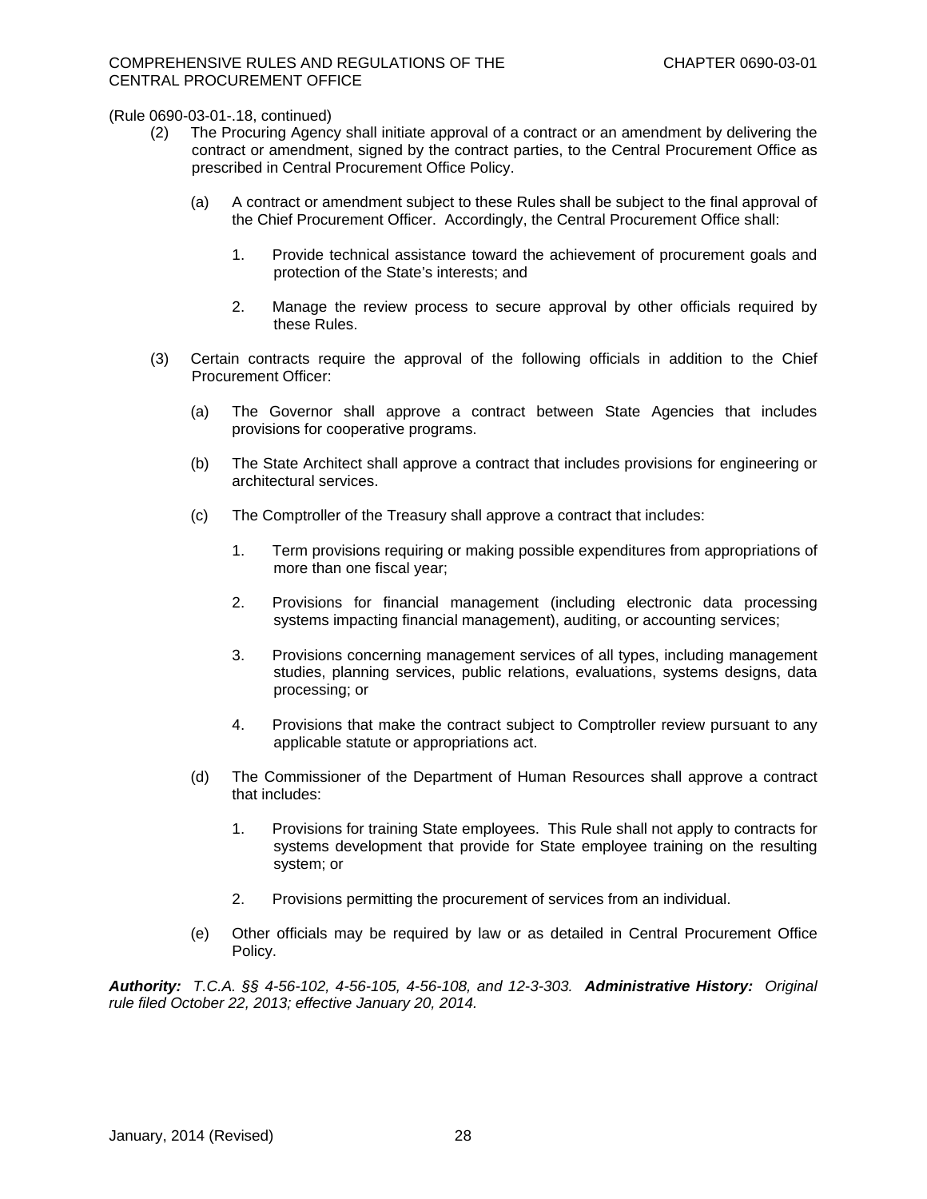(Rule 0690-03-01-.18, continued)

(2) The Procuring Agency shall initiate approval of a contract or an amendment by delivering the contract or amendment, signed by the contract parties, to the Central Procurement Office as prescribed in Central Procurement Office Policy.

  (a) A contract or amendment subject to these Rules shall be subject to the final approval of the Chief Procurement Officer. Accordingly, the Central Procurement Office shall:

    1. Provide technical assistance toward the achievement of procurement goals and protection of the State's interests; and

    2. Manage the review process to secure approval by other officials required by these Rules.

(3) Certain contracts require the approval of the following officials in addition to the Chief Procurement Officer:

  (a) The Governor shall approve a contract between State Agencies that includes provisions for cooperative programs.

  (b) The State Architect shall approve a contract that includes provisions for engineering or architectural services.

  (c) The Comptroller of the Treasury shall approve a contract that includes:

    1. Term provisions requiring or making possible expenditures from appropriations of more than one fiscal year;

    2. Provisions for financial management (including electronic data processing systems impacting financial management), auditing, or accounting services;

    3. Provisions concerning management services of all types, including management studies, planning services, public relations, evaluations, systems designs, data processing; or

    4. Provisions that make the contract subject to Comptroller review pursuant to any applicable statute or appropriations act.

  (d) The Commissioner of the Department of Human Resources shall approve a contract that includes:

    1. Provisions for training State employees. This Rule shall not apply to contracts for systems development that provide for State employee training on the resulting system; or

    2. Provisions permitting the procurement of services from an individual.

  (e) Other officials may be required by law or as detailed in Central Procurement Office Policy.

***Authority:*** *T.C.A. §§ 4-56-102, 4-56-105, 4-56-108, and 12-3-303.* ***Administrative History:*** *Original rule filed October 22, 2013; effective January 20, 2014.*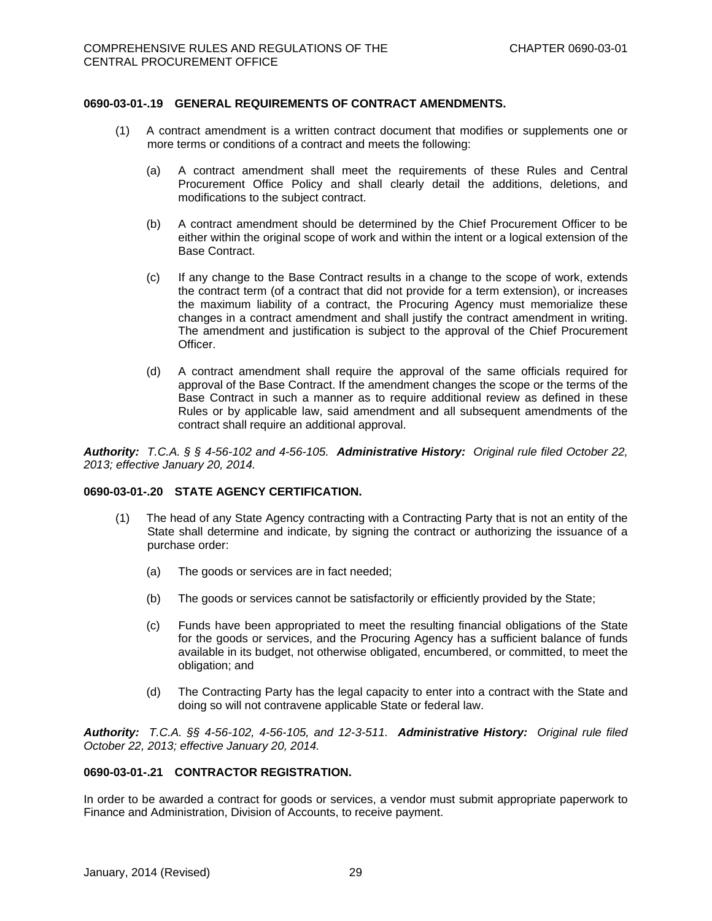### 0690-03-01-.19 GENERAL REQUIREMENTS OF CONTRACT AMENDMENTS.

(1) A contract amendment is a written contract document that modifies or supplements one or more terms or conditions of a contract and meets the following:

(a) A contract amendment shall meet the requirements of these Rules and Central Procurement Office Policy and shall clearly detail the additions, deletions, and modifications to the subject contract.

(b) A contract amendment should be determined by the Chief Procurement Officer to be either within the original scope of work and within the intent or a logical extension of the Base Contract.

(c) If any change to the Base Contract results in a change to the scope of work, extends the contract term (of a contract that did not provide for a term extension), or increases the maximum liability of a contract, the Procuring Agency must memorialize these changes in a contract amendment and shall justify the contract amendment in writing. The amendment and justification is subject to the approval of the Chief Procurement Officer.

(d) A contract amendment shall require the approval of the same officials required for approval of the Base Contract. If the amendment changes the scope or the terms of the Base Contract in such a manner as to require additional review as defined in these Rules or by applicable law, said amendment and all subsequent amendments of the contract shall require an additional approval.

***Authority:*** *T.C.A. § § 4-56-102 and 4-56-105.* ***Administrative History:*** *Original rule filed October 22, 2013; effective January 20, 2014.*

### 0690-03-01-.20 STATE AGENCY CERTIFICATION.

(1) The head of any State Agency contracting with a Contracting Party that is not an entity of the State shall determine and indicate, by signing the contract or authorizing the issuance of a purchase order:

(a) The goods or services are in fact needed;

(b) The goods or services cannot be satisfactorily or efficiently provided by the State;

(c) Funds have been appropriated to meet the resulting financial obligations of the State for the goods or services, and the Procuring Agency has a sufficient balance of funds available in its budget, not otherwise obligated, encumbered, or committed, to meet the obligation; and

(d) The Contracting Party has the legal capacity to enter into a contract with the State and doing so will not contravene applicable State or federal law.

***Authority:*** *T.C.A. §§ 4-56-102, 4-56-105, and 12-3-511.* ***Administrative History:*** *Original rule filed October 22, 2013; effective January 20, 2014.*

### 0690-03-01-.21 CONTRACTOR REGISTRATION.

In order to be awarded a contract for goods or services, a vendor must submit appropriate paperwork to Finance and Administration, Division of Accounts, to receive payment.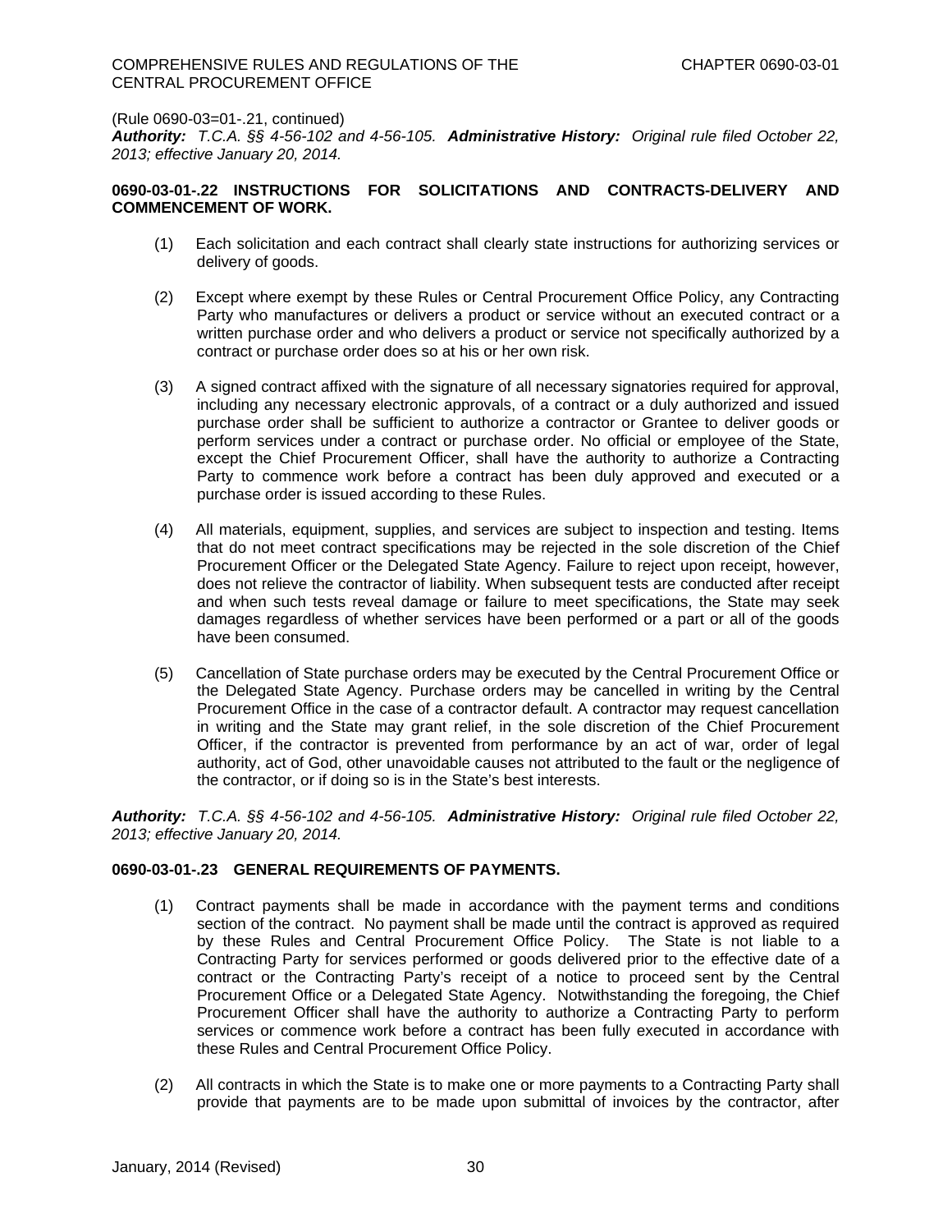(Rule 0690-03=01-.21, continued)

***Authority:*** *T.C.A. §§ 4-56-102 and 4-56-105.* ***Administrative History:*** *Original rule filed October 22, 2013; effective January 20, 2014.*

**0690-03-01-.22 INSTRUCTIONS FOR SOLICITATIONS AND CONTRACTS-DELIVERY AND COMMENCEMENT OF WORK.**

(1) Each solicitation and each contract shall clearly state instructions for authorizing services or delivery of goods.

(2) Except where exempt by these Rules or Central Procurement Office Policy, any Contracting Party who manufactures or delivers a product or service without an executed contract or a written purchase order and who delivers a product or service not specifically authorized by a contract or purchase order does so at his or her own risk.

(3) A signed contract affixed with the signature of all necessary signatories required for approval, including any necessary electronic approvals, of a contract or a duly authorized and issued purchase order shall be sufficient to authorize a contractor or Grantee to deliver goods or perform services under a contract or purchase order. No official or employee of the State, except the Chief Procurement Officer, shall have the authority to authorize a Contracting Party to commence work before a contract has been duly approved and executed or a purchase order is issued according to these Rules.

(4) All materials, equipment, supplies, and services are subject to inspection and testing. Items that do not meet contract specifications may be rejected in the sole discretion of the Chief Procurement Officer or the Delegated State Agency. Failure to reject upon receipt, however, does not relieve the contractor of liability. When subsequent tests are conducted after receipt and when such tests reveal damage or failure to meet specifications, the State may seek damages regardless of whether services have been performed or a part or all of the goods have been consumed.

(5) Cancellation of State purchase orders may be executed by the Central Procurement Office or the Delegated State Agency. Purchase orders may be cancelled in writing by the Central Procurement Office in the case of a contractor default. A contractor may request cancellation in writing and the State may grant relief, in the sole discretion of the Chief Procurement Officer, if the contractor is prevented from performance by an act of war, order of legal authority, act of God, other unavoidable causes not attributed to the fault or the negligence of the contractor, or if doing so is in the State's best interests.

***Authority:*** *T.C.A. §§ 4-56-102 and 4-56-105.* ***Administrative History:*** *Original rule filed October 22, 2013; effective January 20, 2014.*

**0690-03-01-.23 GENERAL REQUIREMENTS OF PAYMENTS.**

(1) Contract payments shall be made in accordance with the payment terms and conditions section of the contract. No payment shall be made until the contract is approved as required by these Rules and Central Procurement Office Policy. The State is not liable to a Contracting Party for services performed or goods delivered prior to the effective date of a contract or the Contracting Party's receipt of a notice to proceed sent by the Central Procurement Office or a Delegated State Agency. Notwithstanding the foregoing, the Chief Procurement Officer shall have the authority to authorize a Contracting Party to perform services or commence work before a contract has been fully executed in accordance with these Rules and Central Procurement Office Policy.

(2) All contracts in which the State is to make one or more payments to a Contracting Party shall provide that payments are to be made upon submittal of invoices by the contractor, after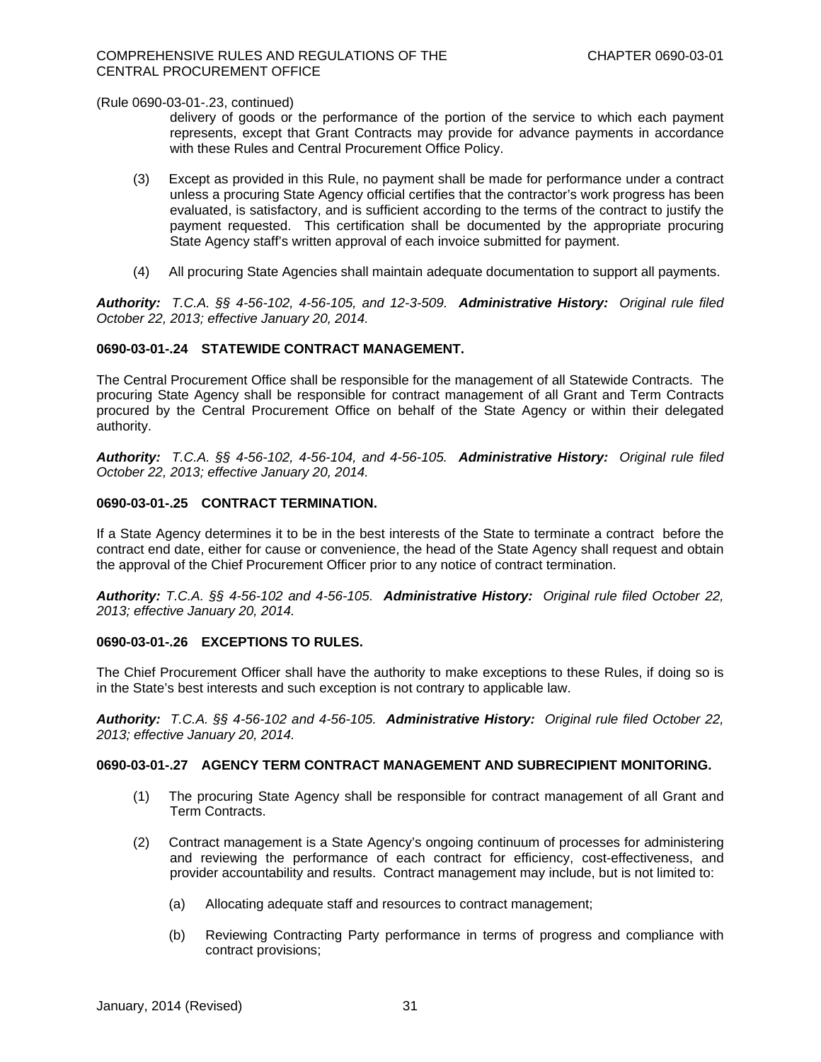(Rule 0690-03-01-.23, continued)

delivery of goods or the performance of the portion of the service to which each payment represents, except that Grant Contracts may provide for advance payments in accordance with these Rules and Central Procurement Office Policy.

(3) Except as provided in this Rule, no payment shall be made for performance under a contract unless a procuring State Agency official certifies that the contractor's work progress has been evaluated, is satisfactory, and is sufficient according to the terms of the contract to justify the payment requested. This certification shall be documented by the appropriate procuring State Agency staff's written approval of each invoice submitted for payment.

(4) All procuring State Agencies shall maintain adequate documentation to support all payments.

***Authority:*** *T.C.A. §§ 4-56-102, 4-56-105, and 12-3-509.* ***Administrative History:*** *Original rule filed October 22, 2013; effective January 20, 2014.*

**0690-03-01-.24 STATEWIDE CONTRACT MANAGEMENT.**

The Central Procurement Office shall be responsible for the management of all Statewide Contracts. The procuring State Agency shall be responsible for contract management of all Grant and Term Contracts procured by the Central Procurement Office on behalf of the State Agency or within their delegated authority.

***Authority:*** *T.C.A. §§ 4-56-102, 4-56-104, and 4-56-105.* ***Administrative History:*** *Original rule filed October 22, 2013; effective January 20, 2014.*

**0690-03-01-.25 CONTRACT TERMINATION.**

If a State Agency determines it to be in the best interests of the State to terminate a contract before the contract end date, either for cause or convenience, the head of the State Agency shall request and obtain the approval of the Chief Procurement Officer prior to any notice of contract termination.

***Authority:*** *T.C.A. §§ 4-56-102 and 4-56-105.* ***Administrative History:*** *Original rule filed October 22, 2013; effective January 20, 2014.*

**0690-03-01-.26 EXCEPTIONS TO RULES.**

The Chief Procurement Officer shall have the authority to make exceptions to these Rules, if doing so is in the State's best interests and such exception is not contrary to applicable law.

***Authority:*** *T.C.A. §§ 4-56-102 and 4-56-105.* ***Administrative History:*** *Original rule filed October 22, 2013; effective January 20, 2014.*

**0690-03-01-.27 AGENCY TERM CONTRACT MANAGEMENT AND SUBRECIPIENT MONITORING.**

(1) The procuring State Agency shall be responsible for contract management of all Grant and Term Contracts.

(2) Contract management is a State Agency's ongoing continuum of processes for administering and reviewing the performance of each contract for efficiency, cost-effectiveness, and provider accountability and results. Contract management may include, but is not limited to:

(a) Allocating adequate staff and resources to contract management;

(b) Reviewing Contracting Party performance in terms of progress and compliance with contract provisions;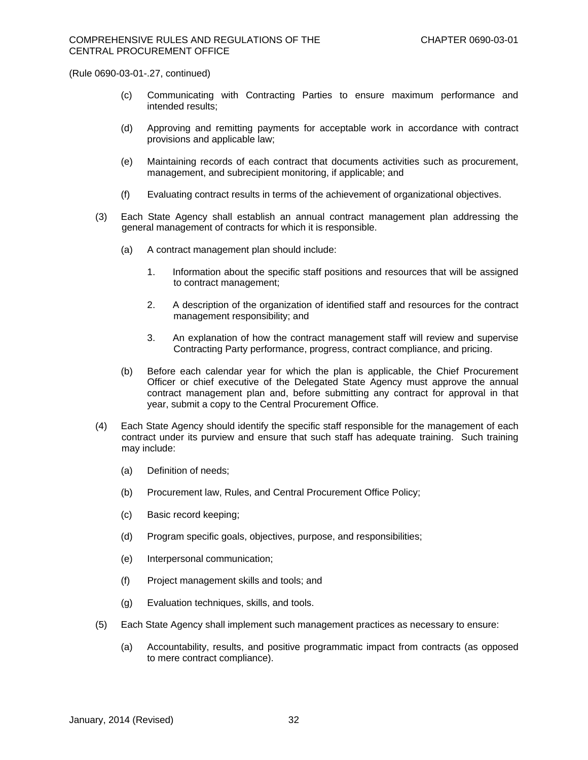(Rule 0690-03-01-.27, continued)

(c) Communicating with Contracting Parties to ensure maximum performance and intended results;

(d) Approving and remitting payments for acceptable work in accordance with contract provisions and applicable law;

(e) Maintaining records of each contract that documents activities such as procurement, management, and subrecipient monitoring, if applicable; and

(f) Evaluating contract results in terms of the achievement of organizational objectives.

(3) Each State Agency shall establish an annual contract management plan addressing the general management of contracts for which it is responsible.

(a) A contract management plan should include:

1. Information about the specific staff positions and resources that will be assigned to contract management;

2. A description of the organization of identified staff and resources for the contract management responsibility; and

3. An explanation of how the contract management staff will review and supervise Contracting Party performance, progress, contract compliance, and pricing.

(b) Before each calendar year for which the plan is applicable, the Chief Procurement Officer or chief executive of the Delegated State Agency must approve the annual contract management plan and, before submitting any contract for approval in that year, submit a copy to the Central Procurement Office.

(4) Each State Agency should identify the specific staff responsible for the management of each contract under its purview and ensure that such staff has adequate training. Such training may include:

(a) Definition of needs;

(b) Procurement law, Rules, and Central Procurement Office Policy;

(c) Basic record keeping;

(d) Program specific goals, objectives, purpose, and responsibilities;

(e) Interpersonal communication;

(f) Project management skills and tools; and

(g) Evaluation techniques, skills, and tools.

(5) Each State Agency shall implement such management practices as necessary to ensure:

(a) Accountability, results, and positive programmatic impact from contracts (as opposed to mere contract compliance).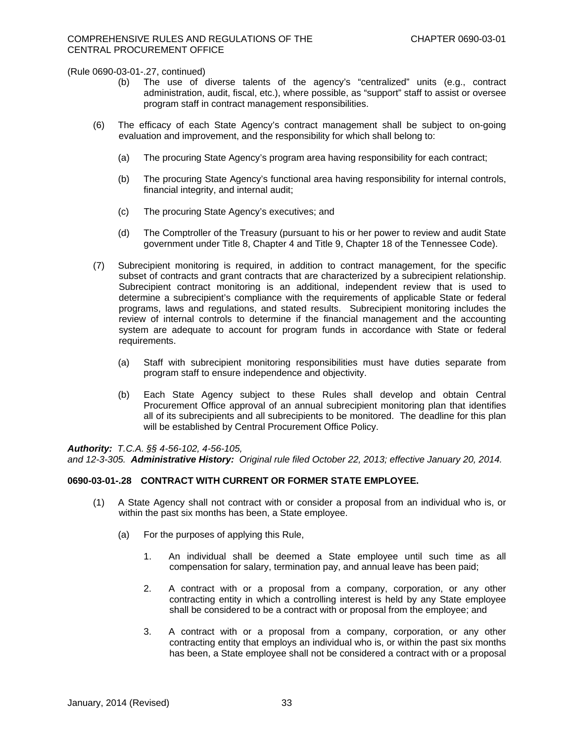(Rule 0690-03-01-.27, continued)

(b) The use of diverse talents of the agency's "centralized" units (e.g., contract administration, audit, fiscal, etc.), where possible, as "support" staff to assist or oversee program staff in contract management responsibilities.

(6) The efficacy of each State Agency's contract management shall be subject to on-going evaluation and improvement, and the responsibility for which shall belong to:

(a) The procuring State Agency's program area having responsibility for each contract;

(b) The procuring State Agency's functional area having responsibility for internal controls, financial integrity, and internal audit;

(c) The procuring State Agency's executives; and

(d) The Comptroller of the Treasury (pursuant to his or her power to review and audit State government under Title 8, Chapter 4 and Title 9, Chapter 18 of the Tennessee Code).

(7) Subrecipient monitoring is required, in addition to contract management, for the specific subset of contracts and grant contracts that are characterized by a subrecipient relationship. Subrecipient contract monitoring is an additional, independent review that is used to determine a subrecipient's compliance with the requirements of applicable State or federal programs, laws and regulations, and stated results. Subrecipient monitoring includes the review of internal controls to determine if the financial management and the accounting system are adequate to account for program funds in accordance with State or federal requirements.

(a) Staff with subrecipient monitoring responsibilities must have duties separate from program staff to ensure independence and objectivity.

(b) Each State Agency subject to these Rules shall develop and obtain Central Procurement Office approval of an annual subrecipient monitoring plan that identifies all of its subrecipients and all subrecipients to be monitored. The deadline for this plan will be established by Central Procurement Office Policy.

***Authority:*** *T.C.A. §§ 4-56-102, 4-56-105, and 12-3-305.* ***Administrative History:*** *Original rule filed October 22, 2013; effective January 20, 2014.*

**0690-03-01-.28 CONTRACT WITH CURRENT OR FORMER STATE EMPLOYEE.**

(1) A State Agency shall not contract with or consider a proposal from an individual who is, or within the past six months has been, a State employee.

(a) For the purposes of applying this Rule,

1. An individual shall be deemed a State employee until such time as all compensation for salary, termination pay, and annual leave has been paid;

2. A contract with or a proposal from a company, corporation, or any other contracting entity in which a controlling interest is held by any State employee shall be considered to be a contract with or proposal from the employee; and

3. A contract with or a proposal from a company, corporation, or any other contracting entity that employs an individual who is, or within the past six months has been, a State employee shall not be considered a contract with or a proposal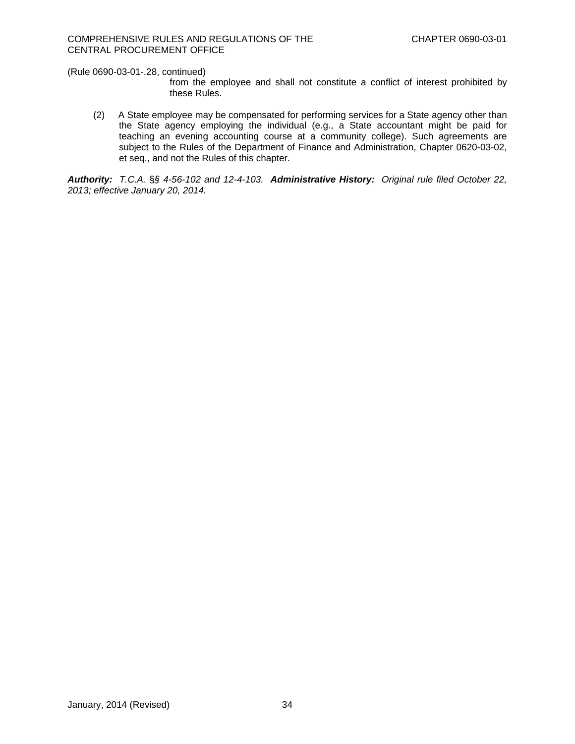(Rule 0690-03-01-.28, continued)

from the employee and shall not constitute a conflict of interest prohibited by these Rules.

(2) A State employee may be compensated for performing services for a State agency other than the State agency employing the individual (e.g., a State accountant might be paid for teaching an evening accounting course at a community college). Such agreements are subject to the Rules of the Department of Finance and Administration, Chapter 0620-03-02, et seq., and not the Rules of this chapter.

***Authority:*** *T.C.A. §§ 4-56-102 and 12-4-103.* ***Administrative History:*** *Original rule filed October 22, 2013; effective January 20, 2014.*